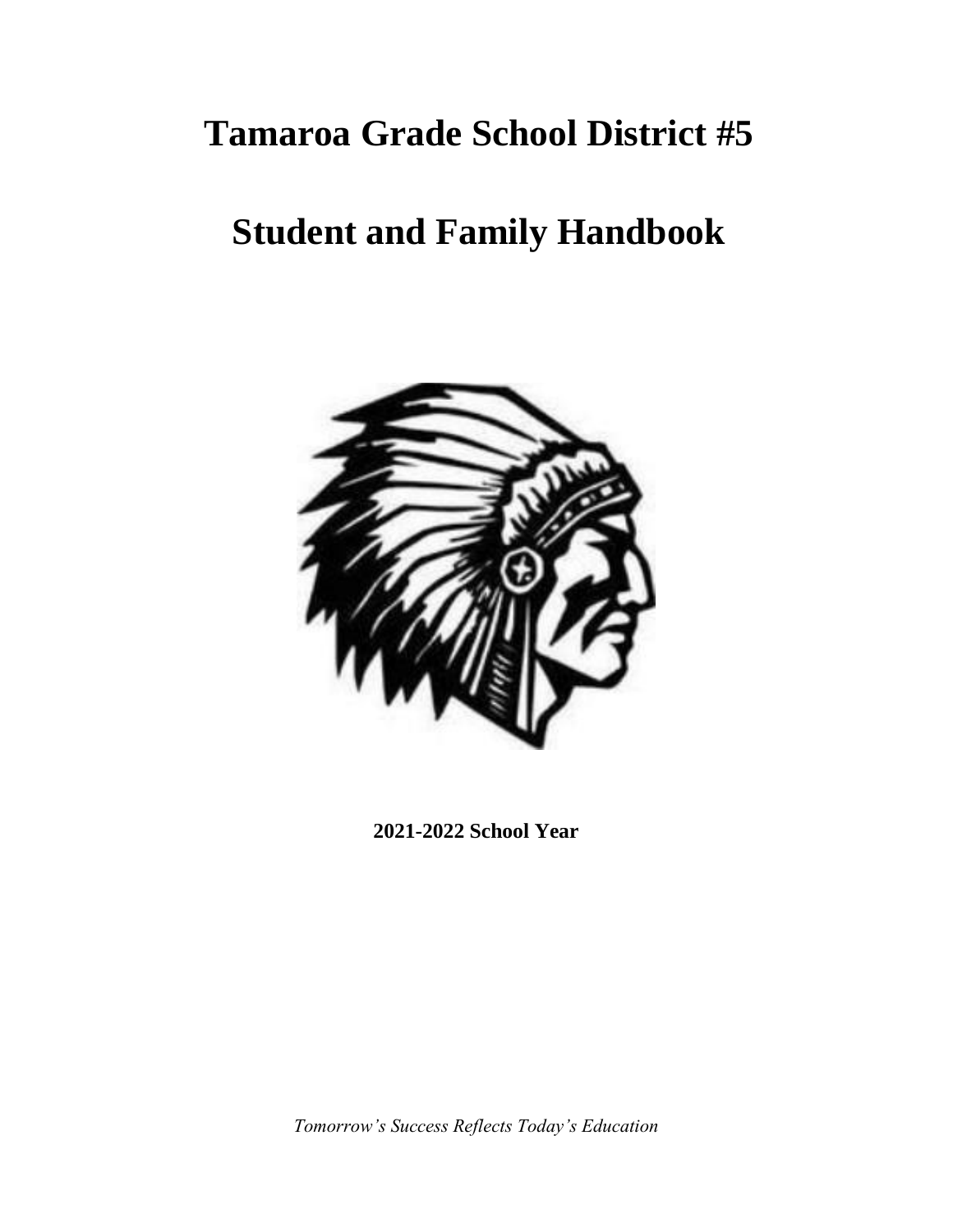# Tamaroa Grade School District #5

# Student and Family Handbook

**2021-2022 School Year**

*Tomorrow's Success Reflects Today's Education*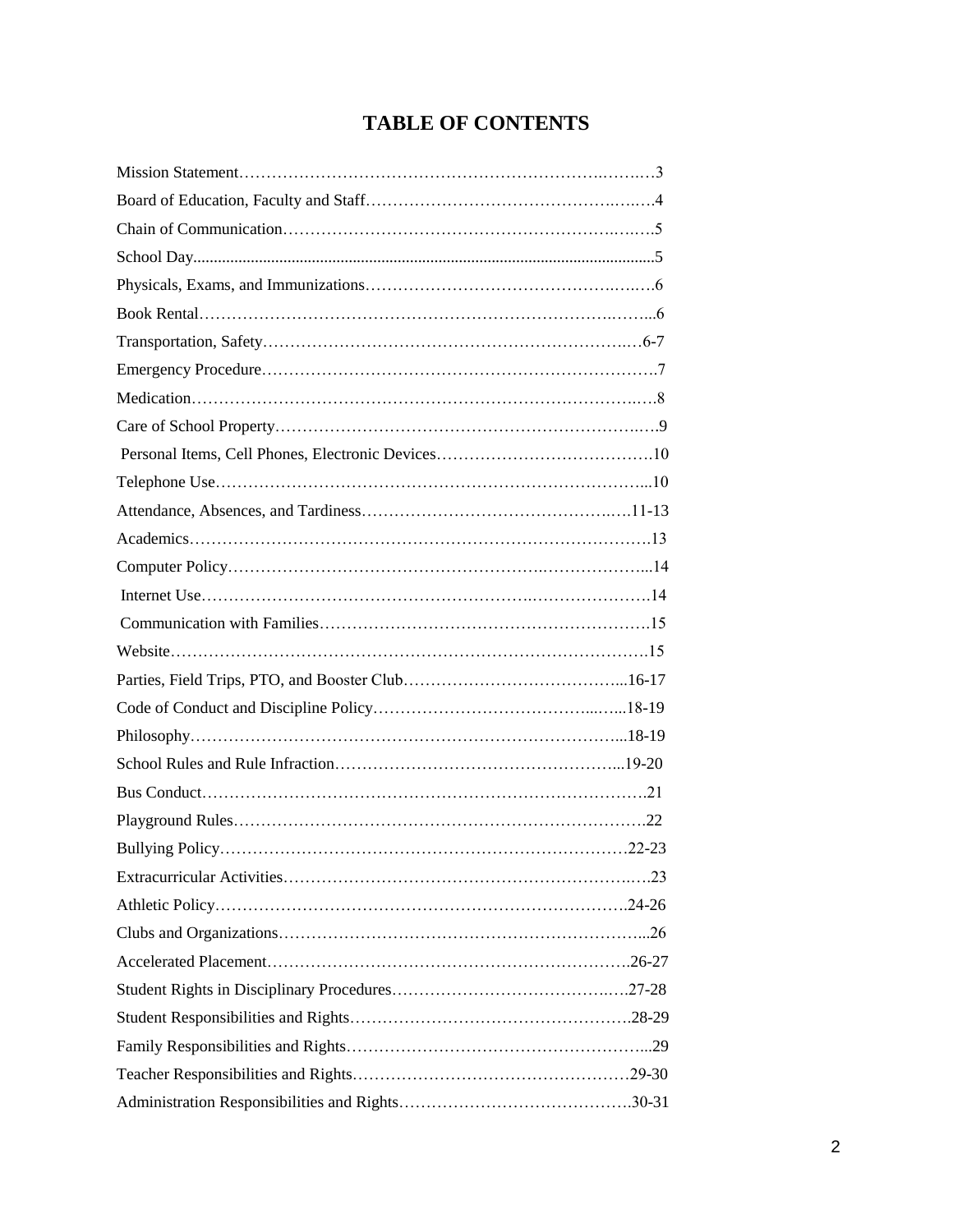# TABLE OF CONTENTS

| Section | Page |
|---|---|
| Mission Statement | 3 |
| Board of Education, Faculty and Staff | 4 |
| Chain of Communication | 5 |
| School Day | 5 |
| Physicals, Exams, and Immunizations | 6 |
| Book Rental | 6 |
| Transportation, Safety | 6-7 |
| Emergency Procedure | 7 |
| Medication | 8 |
| Care of School Property | 9 |
| Personal Items, Cell Phones, Electronic Devices | 10 |
| Telephone Use | 10 |
| Attendance, Absences, and Tardiness | 11-13 |
| Academics | 13 |
| Computer Policy | 14 |
| Internet Use | 14 |
| Communication with Families | 15 |
| Website | 15 |
| Parties, Field Trips, PTO, and Booster Club | 16-17 |
| Code of Conduct and Discipline Policy | 18-19 |
| Philosophy | 18-19 |
| School Rules and Rule Infraction | 19-20 |
| Bus Conduct | 21 |
| Playground Rules | 22 |
| Bullying Policy | 22-23 |
| Extracurricular Activities | 23 |
| Athletic Policy | 24-26 |
| Clubs and Organizations | 26 |
| Accelerated Placement | 26-27 |
| Student Rights in Disciplinary Procedures | 27-28 |
| Student Responsibilities and Rights | 28-29 |
| Family Responsibilities and Rights | 29 |
| Teacher Responsibilities and Rights | 29-30 |
| Administration Responsibilities and Rights | 30-31 |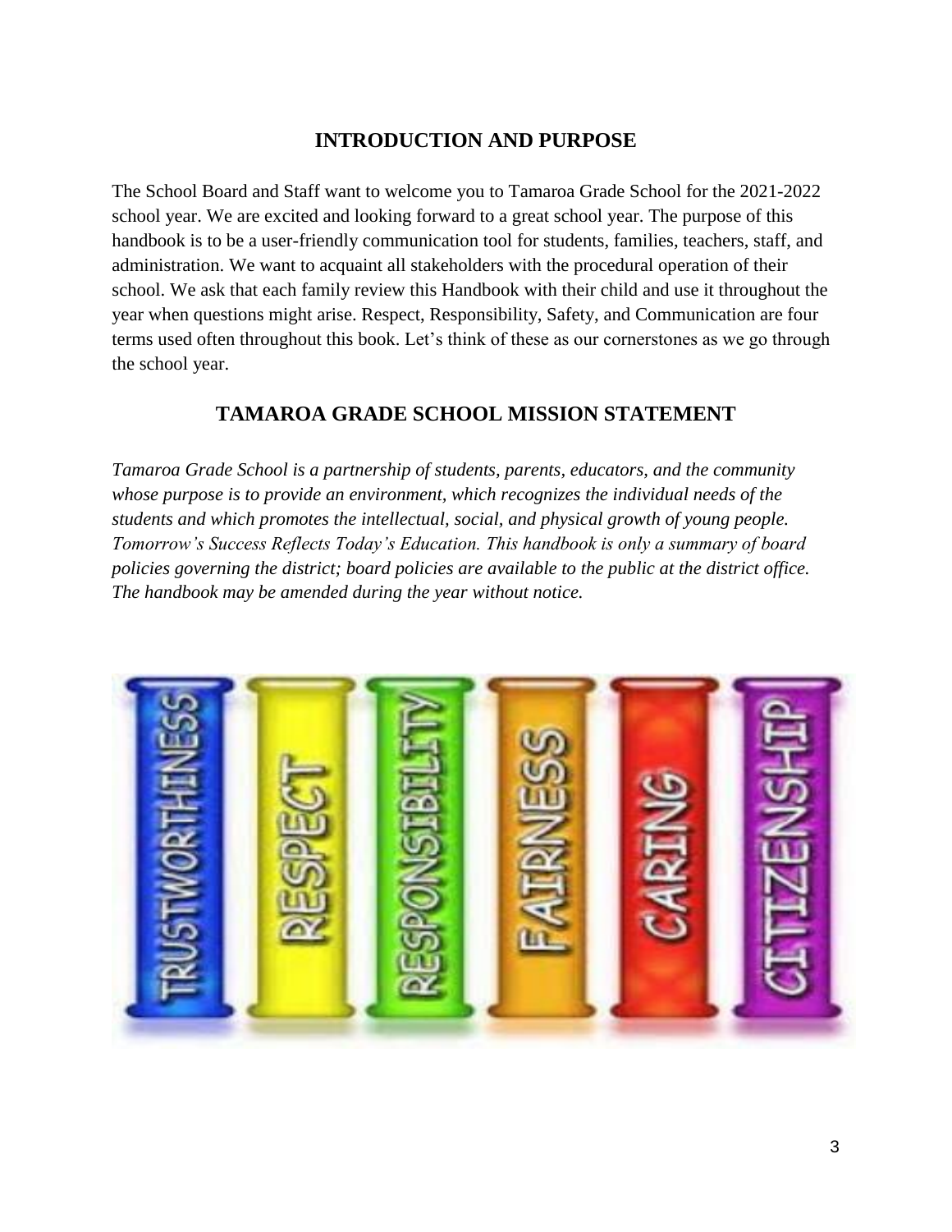## INTRODUCTION AND PURPOSE

The School Board and Staff want to welcome you to Tamaroa Grade School for the 2021-2022 school year. We are excited and looking forward to a great school year. The purpose of this handbook is to be a user-friendly communication tool for students, families, teachers, staff, and administration. We want to acquaint all stakeholders with the procedural operation of their school. We ask that each family review this Handbook with their child and use it throughout the year when questions might arise. Respect, Responsibility, Safety, and Communication are four terms used often throughout this book. Let's think of these as our cornerstones as we go through the school year.

## TAMAROA GRADE SCHOOL MISSION STATEMENT

*Tamaroa Grade School is a partnership of students, parents, educators, and the community whose purpose is to provide an environment, which recognizes the individual needs of the students and which promotes the intellectual, social, and physical growth of young people. Tomorrow's Success Reflects Today's Education. This handbook is only a summary of board policies governing the district; board policies are available to the public at the district office. The handbook may be amended during the year without notice.*

TRUSTWORTHINESS RESPECT RESPONSIBILITY FAIRNESS CARING CITIZENSHIP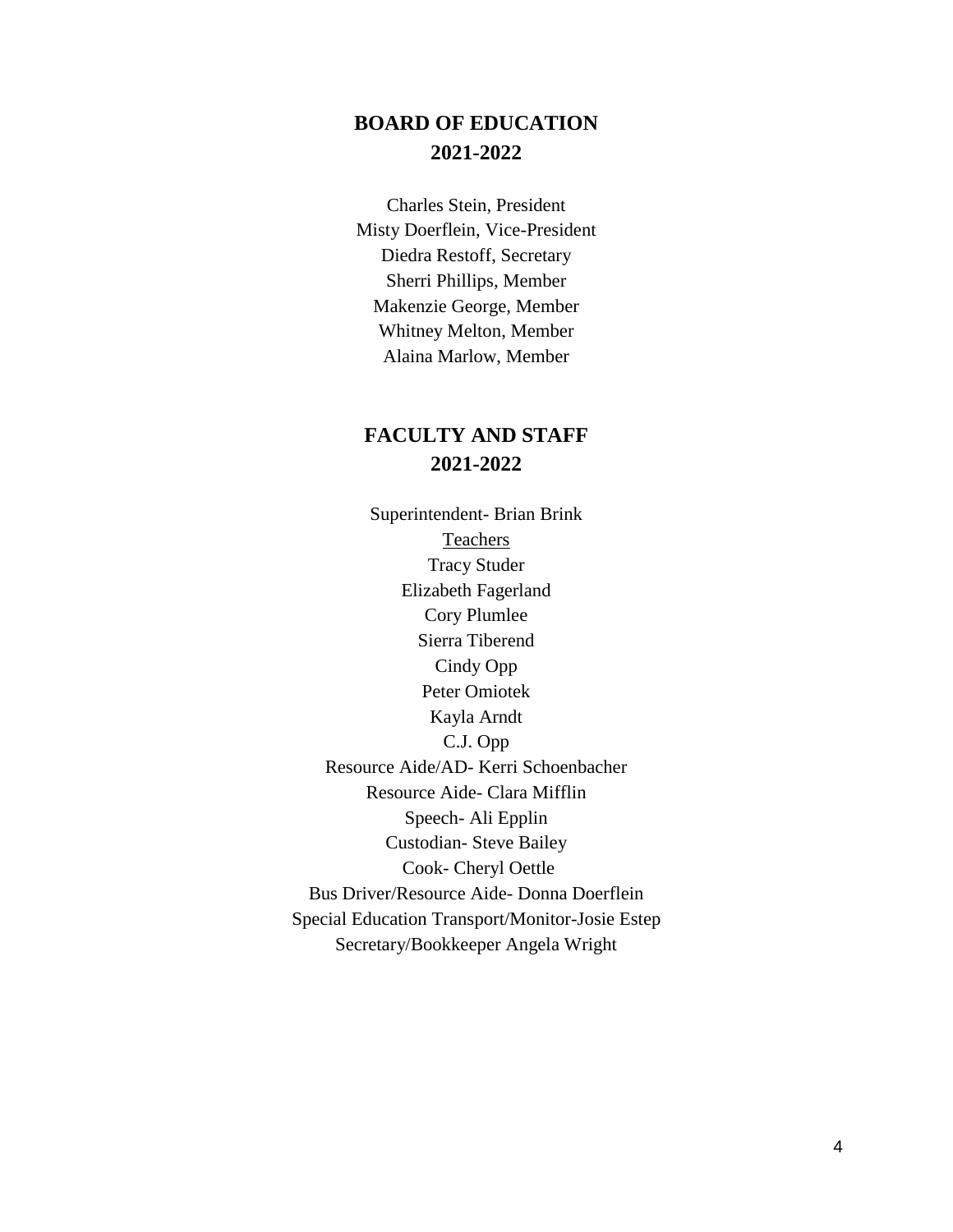## BOARD OF EDUCATION
## 2021-2022

Charles Stein, President
Misty Doerflein, Vice-President
Diedra Restoff, Secretary
Sherri Phillips, Member
Makenzie George, Member
Whitney Melton, Member
Alaina Marlow, Member

## FACULTY AND STAFF
## 2021-2022

Superintendent- Brian Brink

Teachers

Tracy Studer
Elizabeth Fagerland
Cory Plumlee
Sierra Tiberend
Cindy Opp
Peter Omiotek
Kayla Arndt
C.J. Opp

Resource Aide/AD- Kerri Schoenbacher
Resource Aide- Clara Mifflin
Speech- Ali Epplin
Custodian- Steve Bailey
Cook- Cheryl Oettle
Bus Driver/Resource Aide- Donna Doerflein
Special Education Transport/Monitor-Josie Estep
Secretary/Bookkeeper Angela Wright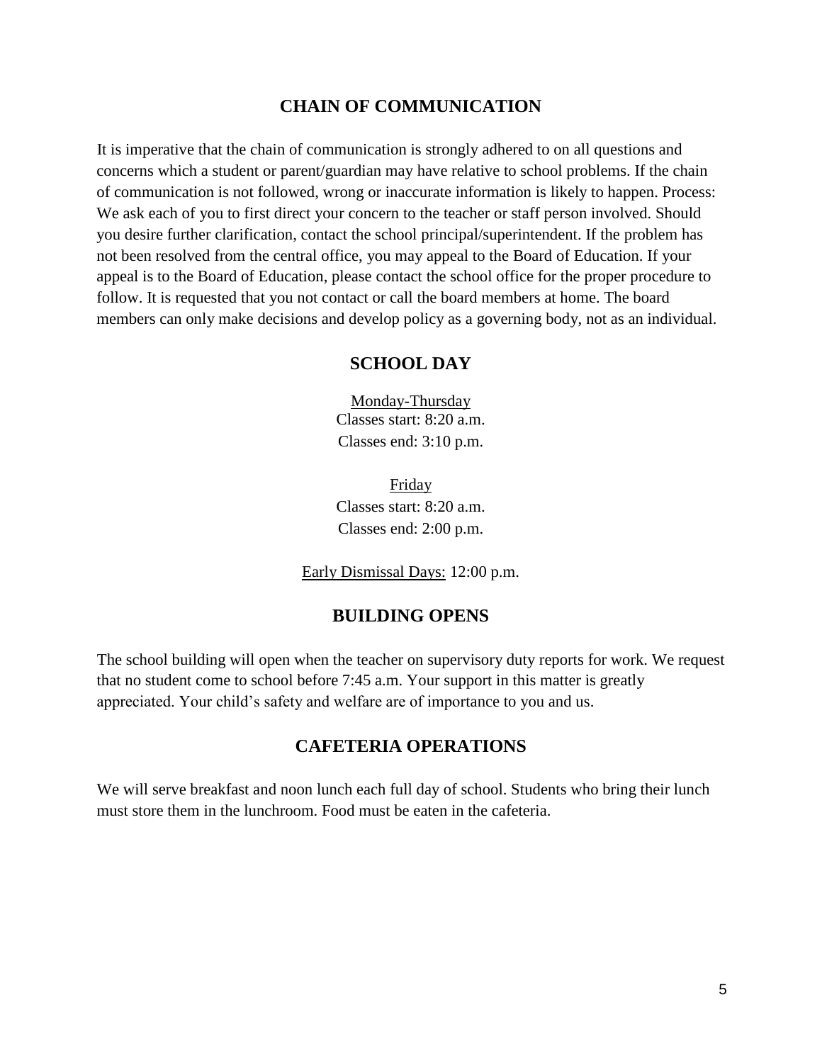## CHAIN OF COMMUNICATION

It is imperative that the chain of communication is strongly adhered to on all questions and concerns which a student or parent/guardian may have relative to school problems. If the chain of communication is not followed, wrong or inaccurate information is likely to happen. Process: We ask each of you to first direct your concern to the teacher or staff person involved. Should you desire further clarification, contact the school principal/superintendent. If the problem has not been resolved from the central office, you may appeal to the Board of Education. If your appeal is to the Board of Education, please contact the school office for the proper procedure to follow. It is requested that you not contact or call the board members at home. The board members can only make decisions and develop policy as a governing body, not as an individual.

## SCHOOL DAY

Monday-Thursday
Classes start: 8:20 a.m.
Classes end: 3:10 p.m.

Friday
Classes start: 8:20 a.m.
Classes end: 2:00 p.m.

Early Dismissal Days: 12:00 p.m.

## BUILDING OPENS

The school building will open when the teacher on supervisory duty reports for work. We request that no student come to school before 7:45 a.m. Your support in this matter is greatly appreciated. Your child's safety and welfare are of importance to you and us.

## CAFETERIA OPERATIONS

We will serve breakfast and noon lunch each full day of school. Students who bring their lunch must store them in the lunchroom. Food must be eaten in the cafeteria.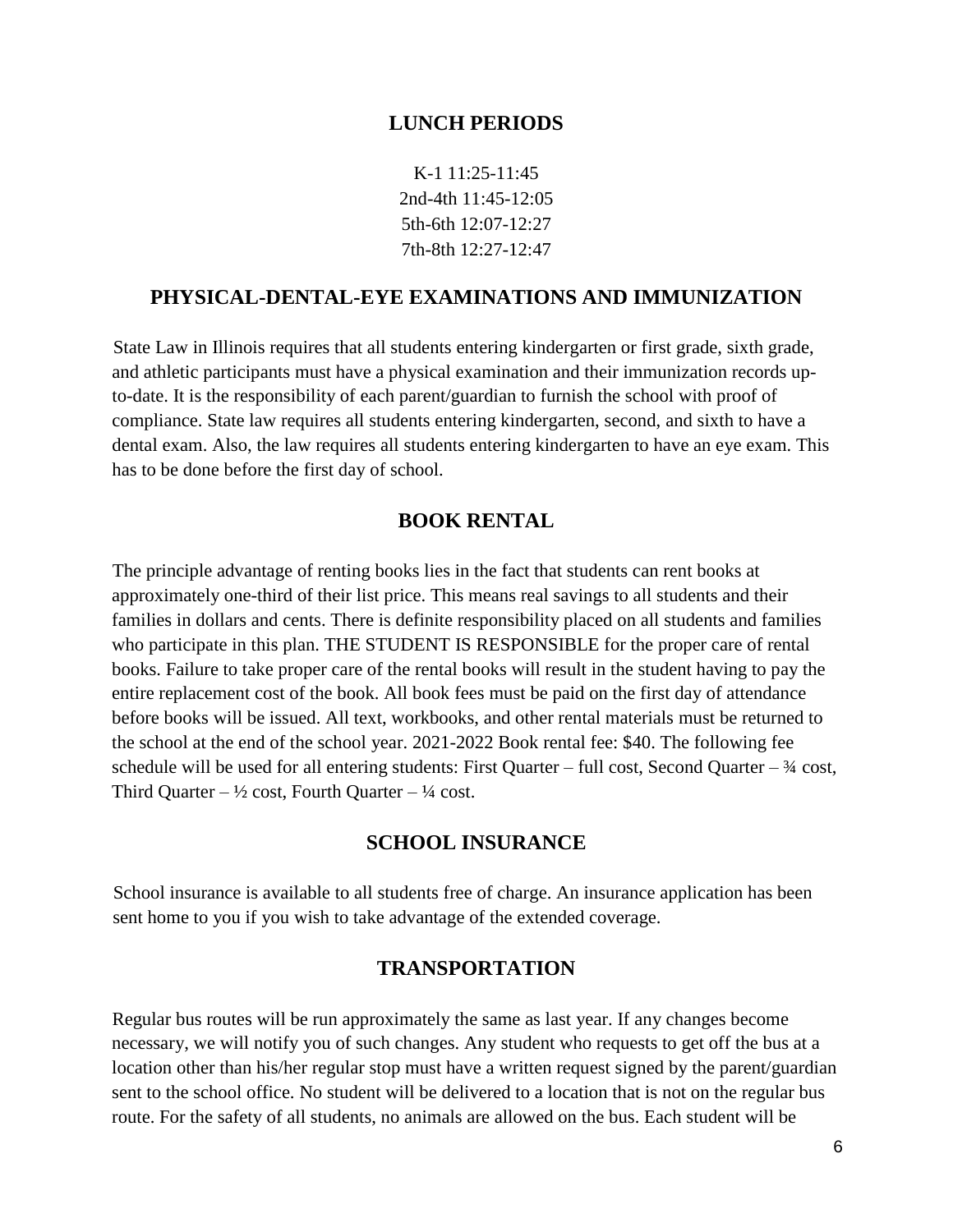## LUNCH PERIODS

K-1 11:25-11:45
2nd-4th 11:45-12:05
5th-6th 12:07-12:27
7th-8th 12:27-12:47

## PHYSICAL-DENTAL-EYE EXAMINATIONS AND IMMUNIZATION

State Law in Illinois requires that all students entering kindergarten or first grade, sixth grade, and athletic participants must have a physical examination and their immunization records up-to-date. It is the responsibility of each parent/guardian to furnish the school with proof of compliance. State law requires all students entering kindergarten, second, and sixth to have a dental exam. Also, the law requires all students entering kindergarten to have an eye exam. This has to be done before the first day of school.

## BOOK RENTAL

The principle advantage of renting books lies in the fact that students can rent books at approximately one-third of their list price. This means real savings to all students and their families in dollars and cents. There is definite responsibility placed on all students and families who participate in this plan. THE STUDENT IS RESPONSIBLE for the proper care of rental books. Failure to take proper care of the rental books will result in the student having to pay the entire replacement cost of the book. All book fees must be paid on the first day of attendance before books will be issued. All text, workbooks, and other rental materials must be returned to the school at the end of the school year. 2021-2022 Book rental fee: $40. The following fee schedule will be used for all entering students: First Quarter – full cost, Second Quarter – ¾ cost, Third Quarter – ½ cost, Fourth Quarter – ¼ cost.

## SCHOOL INSURANCE

School insurance is available to all students free of charge. An insurance application has been sent home to you if you wish to take advantage of the extended coverage.

## TRANSPORTATION

Regular bus routes will be run approximately the same as last year. If any changes become necessary, we will notify you of such changes. Any student who requests to get off the bus at a location other than his/her regular stop must have a written request signed by the parent/guardian sent to the school office. No student will be delivered to a location that is not on the regular bus route. For the safety of all students, no animals are allowed on the bus. Each student will be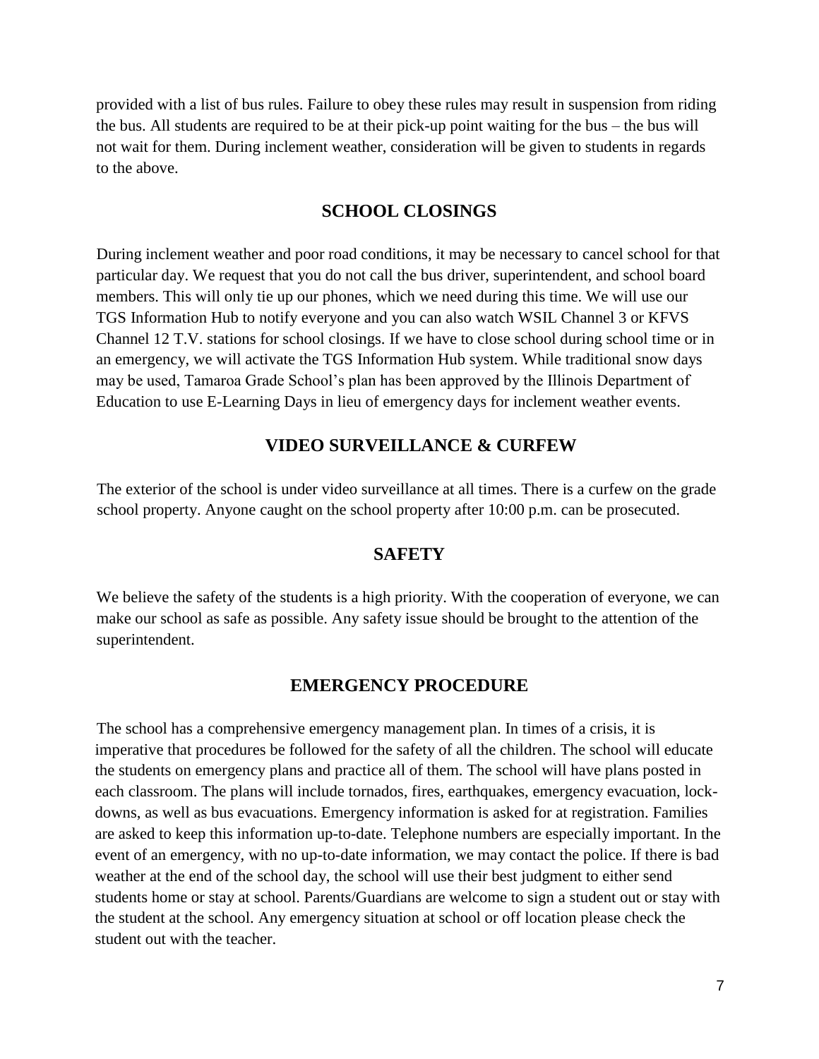provided with a list of bus rules. Failure to obey these rules may result in suspension from riding the bus. All students are required to be at their pick-up point waiting for the bus – the bus will not wait for them. During inclement weather, consideration will be given to students in regards to the above.

## SCHOOL CLOSINGS

During inclement weather and poor road conditions, it may be necessary to cancel school for that particular day. We request that you do not call the bus driver, superintendent, and school board members. This will only tie up our phones, which we need during this time. We will use our TGS Information Hub to notify everyone and you can also watch WSIL Channel 3 or KFVS Channel 12 T.V. stations for school closings. If we have to close school during school time or in an emergency, we will activate the TGS Information Hub system. While traditional snow days may be used, Tamaroa Grade School's plan has been approved by the Illinois Department of Education to use E-Learning Days in lieu of emergency days for inclement weather events.

## VIDEO SURVEILLANCE & CURFEW

The exterior of the school is under video surveillance at all times. There is a curfew on the grade school property. Anyone caught on the school property after 10:00 p.m. can be prosecuted.

## SAFETY

We believe the safety of the students is a high priority. With the cooperation of everyone, we can make our school as safe as possible. Any safety issue should be brought to the attention of the superintendent.

## EMERGENCY PROCEDURE

The school has a comprehensive emergency management plan. In times of a crisis, it is imperative that procedures be followed for the safety of all the children. The school will educate the students on emergency plans and practice all of them. The school will have plans posted in each classroom. The plans will include tornados, fires, earthquakes, emergency evacuation, lock-downs, as well as bus evacuations. Emergency information is asked for at registration. Families are asked to keep this information up-to-date. Telephone numbers are especially important. In the event of an emergency, with no up-to-date information, we may contact the police. If there is bad weather at the end of the school day, the school will use their best judgment to either send students home or stay at school. Parents/Guardians are welcome to sign a student out or stay with the student at the school. Any emergency situation at school or off location please check the student out with the teacher.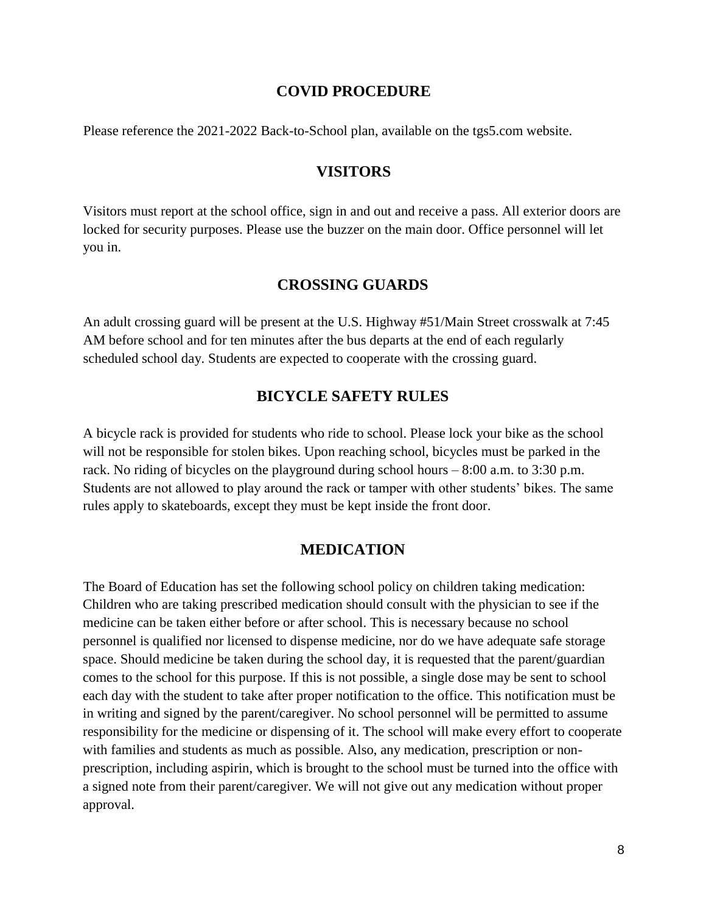## COVID PROCEDURE

Please reference the 2021-2022 Back-to-School plan, available on the tgs5.com website.

## VISITORS

Visitors must report at the school office, sign in and out and receive a pass. All exterior doors are locked for security purposes. Please use the buzzer on the main door. Office personnel will let you in.

## CROSSING GUARDS

An adult crossing guard will be present at the U.S. Highway #51/Main Street crosswalk at 7:45 AM before school and for ten minutes after the bus departs at the end of each regularly scheduled school day. Students are expected to cooperate with the crossing guard.

## BICYCLE SAFETY RULES

A bicycle rack is provided for students who ride to school. Please lock your bike as the school will not be responsible for stolen bikes. Upon reaching school, bicycles must be parked in the rack. No riding of bicycles on the playground during school hours – 8:00 a.m. to 3:30 p.m. Students are not allowed to play around the rack or tamper with other students' bikes. The same rules apply to skateboards, except they must be kept inside the front door.

## MEDICATION

The Board of Education has set the following school policy on children taking medication: Children who are taking prescribed medication should consult with the physician to see if the medicine can be taken either before or after school. This is necessary because no school personnel is qualified nor licensed to dispense medicine, nor do we have adequate safe storage space. Should medicine be taken during the school day, it is requested that the parent/guardian comes to the school for this purpose. If this is not possible, a single dose may be sent to school each day with the student to take after proper notification to the office. This notification must be in writing and signed by the parent/caregiver. No school personnel will be permitted to assume responsibility for the medicine or dispensing of it. The school will make every effort to cooperate with families and students as much as possible. Also, any medication, prescription or non-prescription, including aspirin, which is brought to the school must be turned into the office with a signed note from their parent/caregiver. We will not give out any medication without proper approval.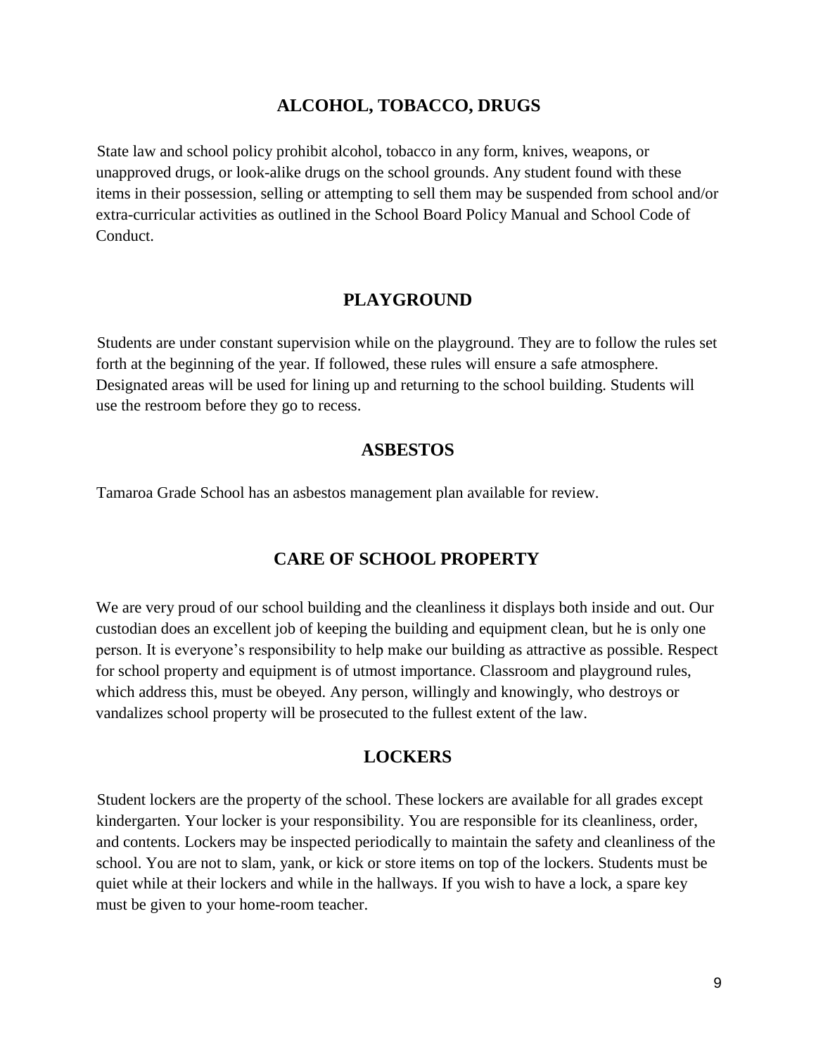## ALCOHOL, TOBACCO, DRUGS

State law and school policy prohibit alcohol, tobacco in any form, knives, weapons, or unapproved drugs, or look-alike drugs on the school grounds. Any student found with these items in their possession, selling or attempting to sell them may be suspended from school and/or extra-curricular activities as outlined in the School Board Policy Manual and School Code of Conduct.

## PLAYGROUND

Students are under constant supervision while on the playground. They are to follow the rules set forth at the beginning of the year. If followed, these rules will ensure a safe atmosphere. Designated areas will be used for lining up and returning to the school building. Students will use the restroom before they go to recess.

## ASBESTOS

Tamaroa Grade School has an asbestos management plan available for review.

## CARE OF SCHOOL PROPERTY

We are very proud of our school building and the cleanliness it displays both inside and out. Our custodian does an excellent job of keeping the building and equipment clean, but he is only one person. It is everyone's responsibility to help make our building as attractive as possible. Respect for school property and equipment is of utmost importance. Classroom and playground rules, which address this, must be obeyed. Any person, willingly and knowingly, who destroys or vandalizes school property will be prosecuted to the fullest extent of the law.

## LOCKERS

Student lockers are the property of the school. These lockers are available for all grades except kindergarten. Your locker is your responsibility. You are responsible for its cleanliness, order, and contents. Lockers may be inspected periodically to maintain the safety and cleanliness of the school. You are not to slam, yank, or kick or store items on top of the lockers. Students must be quiet while at their lockers and while in the hallways. If you wish to have a lock, a spare key must be given to your home-room teacher.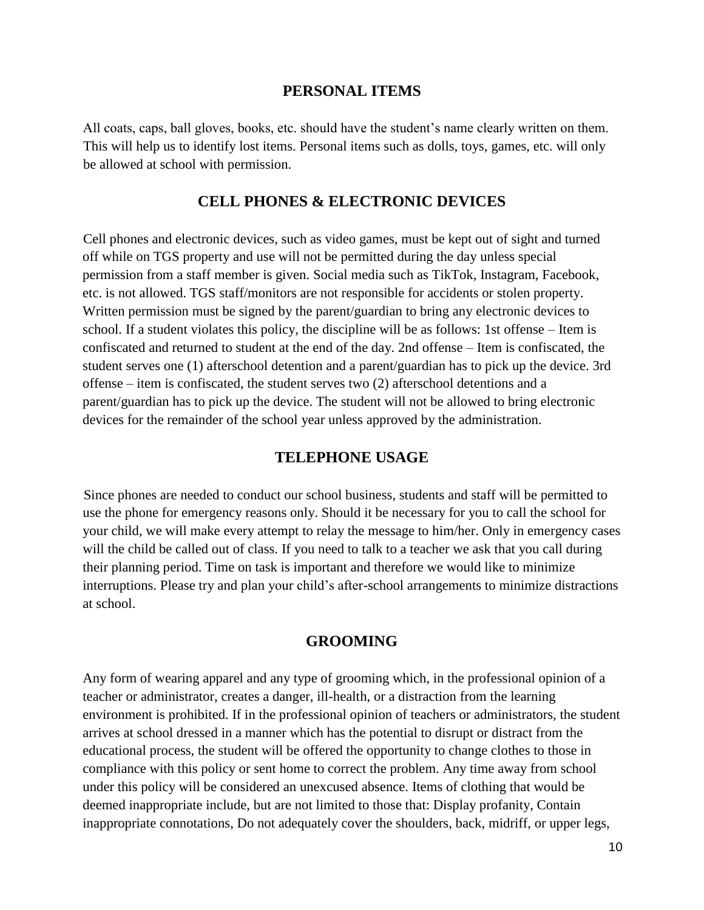## PERSONAL ITEMS

All coats, caps, ball gloves, books, etc. should have the student's name clearly written on them. This will help us to identify lost items. Personal items such as dolls, toys, games, etc. will only be allowed at school with permission.

## CELL PHONES & ELECTRONIC DEVICES

Cell phones and electronic devices, such as video games, must be kept out of sight and turned off while on TGS property and use will not be permitted during the day unless special permission from a staff member is given. Social media such as TikTok, Instagram, Facebook, etc. is not allowed. TGS staff/monitors are not responsible for accidents or stolen property. Written permission must be signed by the parent/guardian to bring any electronic devices to school. If a student violates this policy, the discipline will be as follows: 1st offense – Item is confiscated and returned to student at the end of the day. 2nd offense – Item is confiscated, the student serves one (1) afterschool detention and a parent/guardian has to pick up the device. 3rd offense – item is confiscated, the student serves two (2) afterschool detentions and a parent/guardian has to pick up the device. The student will not be allowed to bring electronic devices for the remainder of the school year unless approved by the administration.

## TELEPHONE USAGE

Since phones are needed to conduct our school business, students and staff will be permitted to use the phone for emergency reasons only. Should it be necessary for you to call the school for your child, we will make every attempt to relay the message to him/her. Only in emergency cases will the child be called out of class. If you need to talk to a teacher we ask that you call during their planning period. Time on task is important and therefore we would like to minimize interruptions. Please try and plan your child's after-school arrangements to minimize distractions at school.

## GROOMING

Any form of wearing apparel and any type of grooming which, in the professional opinion of a teacher or administrator, creates a danger, ill-health, or a distraction from the learning environment is prohibited. If in the professional opinion of teachers or administrators, the student arrives at school dressed in a manner which has the potential to disrupt or distract from the educational process, the student will be offered the opportunity to change clothes to those in compliance with this policy or sent home to correct the problem. Any time away from school under this policy will be considered an unexcused absence. Items of clothing that would be deemed inappropriate include, but are not limited to those that: Display profanity, Contain inappropriate connotations, Do not adequately cover the shoulders, back, midriff, or upper legs,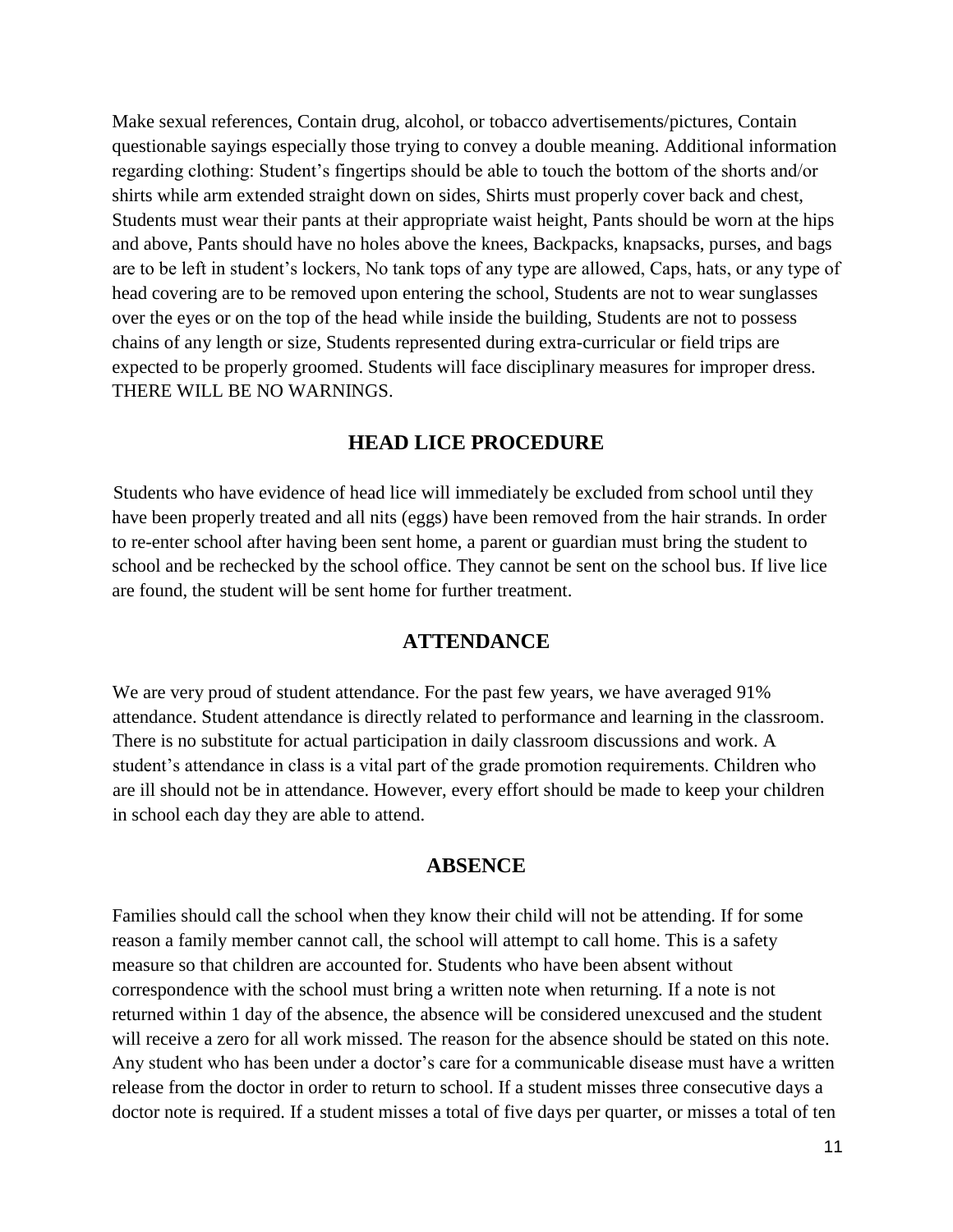Make sexual references, Contain drug, alcohol, or tobacco advertisements/pictures, Contain questionable sayings especially those trying to convey a double meaning. Additional information regarding clothing: Student's fingertips should be able to touch the bottom of the shorts and/or shirts while arm extended straight down on sides, Shirts must properly cover back and chest, Students must wear their pants at their appropriate waist height, Pants should be worn at the hips and above, Pants should have no holes above the knees, Backpacks, knapsacks, purses, and bags are to be left in student's lockers, No tank tops of any type are allowed, Caps, hats, or any type of head covering are to be removed upon entering the school, Students are not to wear sunglasses over the eyes or on the top of the head while inside the building, Students are not to possess chains of any length or size, Students represented during extra-curricular or field trips are expected to be properly groomed. Students will face disciplinary measures for improper dress. THERE WILL BE NO WARNINGS.

## HEAD LICE PROCEDURE

Students who have evidence of head lice will immediately be excluded from school until they have been properly treated and all nits (eggs) have been removed from the hair strands. In order to re-enter school after having been sent home, a parent or guardian must bring the student to school and be rechecked by the school office. They cannot be sent on the school bus. If live lice are found, the student will be sent home for further treatment.

## ATTENDANCE

We are very proud of student attendance. For the past few years, we have averaged 91% attendance. Student attendance is directly related to performance and learning in the classroom. There is no substitute for actual participation in daily classroom discussions and work. A student's attendance in class is a vital part of the grade promotion requirements. Children who are ill should not be in attendance. However, every effort should be made to keep your children in school each day they are able to attend.

## ABSENCE

Families should call the school when they know their child will not be attending. If for some reason a family member cannot call, the school will attempt to call home. This is a safety measure so that children are accounted for. Students who have been absent without correspondence with the school must bring a written note when returning. If a note is not returned within 1 day of the absence, the absence will be considered unexcused and the student will receive a zero for all work missed. The reason for the absence should be stated on this note. Any student who has been under a doctor's care for a communicable disease must have a written release from the doctor in order to return to school. If a student misses three consecutive days a doctor note is required. If a student misses a total of five days per quarter, or misses a total of ten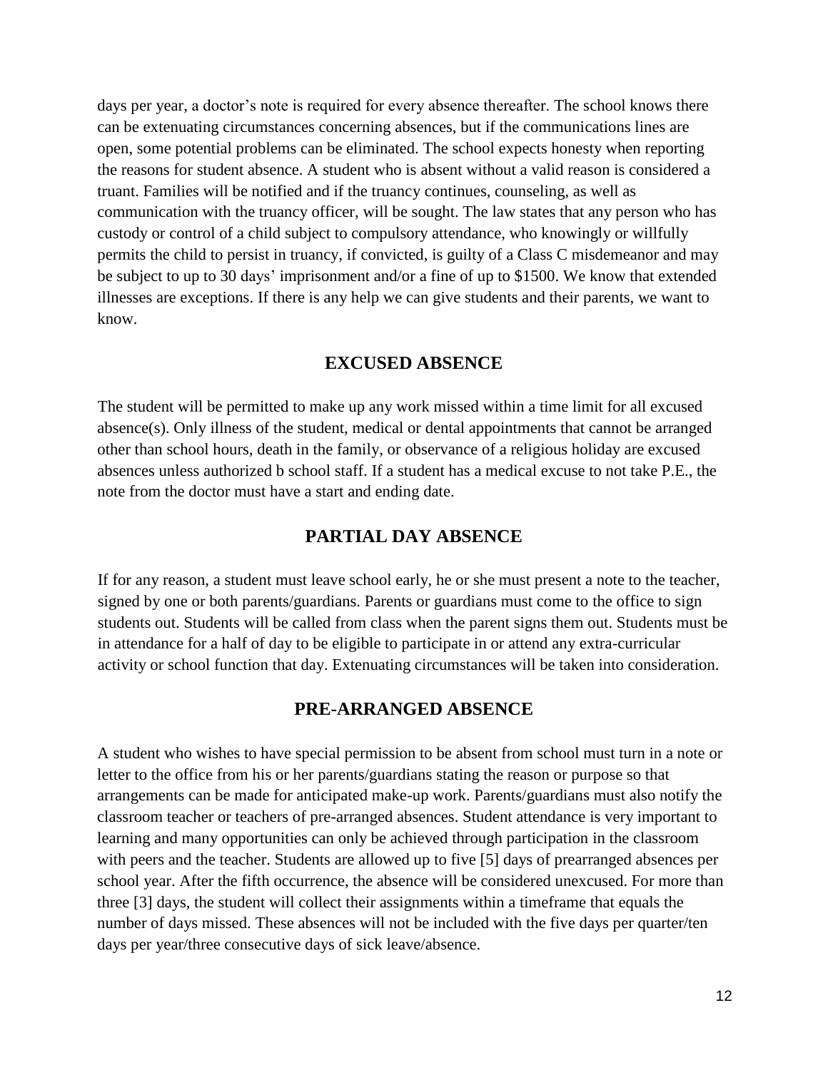days per year, a doctor's note is required for every absence thereafter. The school knows there can be extenuating circumstances concerning absences, but if the communications lines are open, some potential problems can be eliminated. The school expects honesty when reporting the reasons for student absence. A student who is absent without a valid reason is considered a truant. Families will be notified and if the truancy continues, counseling, as well as communication with the truancy officer, will be sought. The law states that any person who has custody or control of a child subject to compulsory attendance, who knowingly or willfully permits the child to persist in truancy, if convicted, is guilty of a Class C misdemeanor and may be subject to up to 30 days' imprisonment and/or a fine of up to $1500. We know that extended illnesses are exceptions. If there is any help we can give students and their parents, we want to know.

## EXCUSED ABSENCE

The student will be permitted to make up any work missed within a time limit for all excused absence(s). Only illness of the student, medical or dental appointments that cannot be arranged other than school hours, death in the family, or observance of a religious holiday are excused absences unless authorized b school staff. If a student has a medical excuse to not take P.E., the note from the doctor must have a start and ending date.

## PARTIAL DAY ABSENCE

If for any reason, a student must leave school early, he or she must present a note to the teacher, signed by one or both parents/guardians. Parents or guardians must come to the office to sign students out. Students will be called from class when the parent signs them out. Students must be in attendance for a half of day to be eligible to participate in or attend any extra-curricular activity or school function that day. Extenuating circumstances will be taken into consideration.

## PRE-ARRANGED ABSENCE

A student who wishes to have special permission to be absent from school must turn in a note or letter to the office from his or her parents/guardians stating the reason or purpose so that arrangements can be made for anticipated make-up work. Parents/guardians must also notify the classroom teacher or teachers of pre-arranged absences. Student attendance is very important to learning and many opportunities can only be achieved through participation in the classroom with peers and the teacher. Students are allowed up to five [5] days of prearranged absences per school year. After the fifth occurrence, the absence will be considered unexcused. For more than three [3] days, the student will collect their assignments within a timeframe that equals the number of days missed. These absences will not be included with the five days per quarter/ten days per year/three consecutive days of sick leave/absence.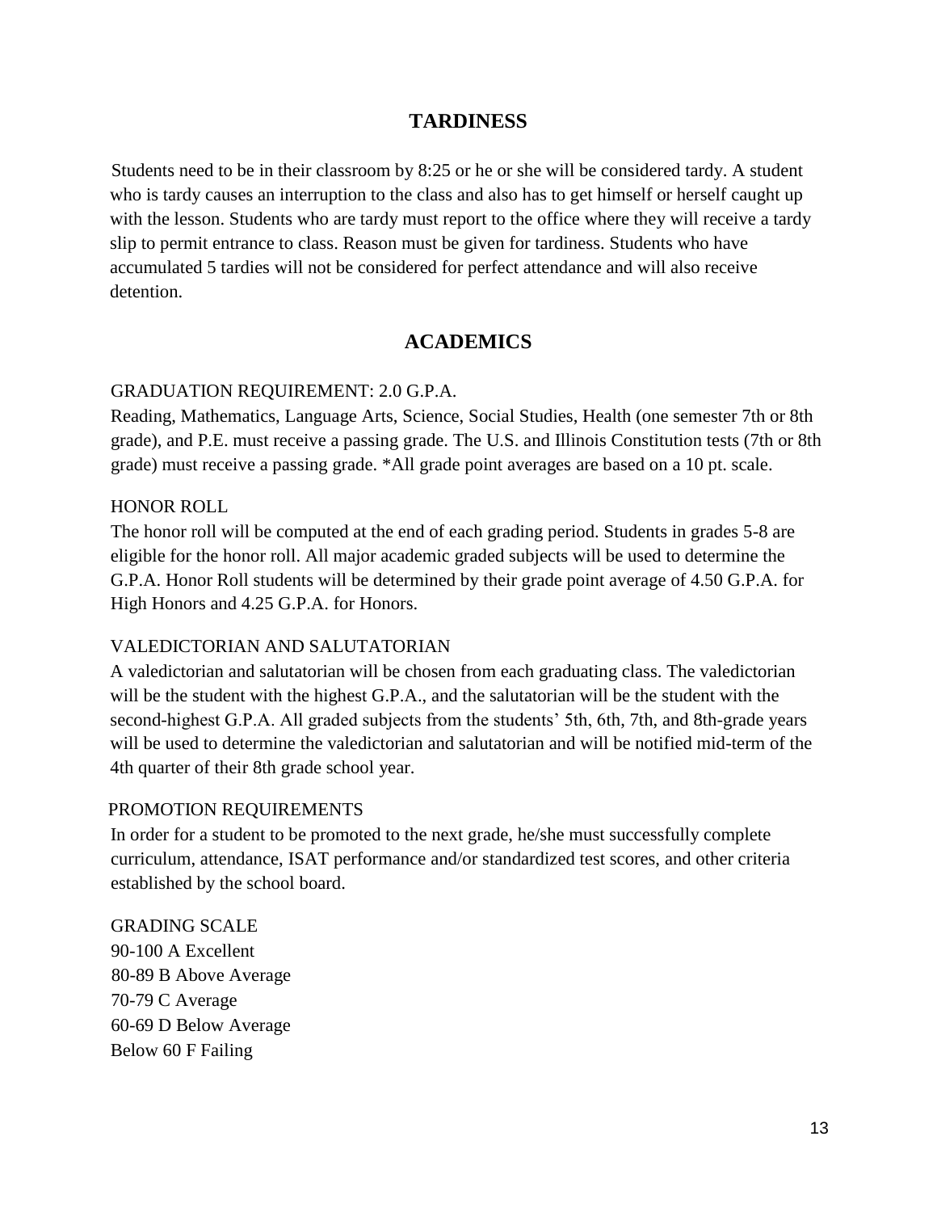## TARDINESS

Students need to be in their classroom by 8:25 or he or she will be considered tardy. A student who is tardy causes an interruption to the class and also has to get himself or herself caught up with the lesson. Students who are tardy must report to the office where they will receive a tardy slip to permit entrance to class. Reason must be given for tardiness. Students who have accumulated 5 tardies will not be considered for perfect attendance and will also receive detention.

## ACADEMICS

GRADUATION REQUIREMENT: 2.0 G.P.A.

Reading, Mathematics, Language Arts, Science, Social Studies, Health (one semester 7th or 8th grade), and P.E. must receive a passing grade. The U.S. and Illinois Constitution tests (7th or 8th grade) must receive a passing grade. *All grade point averages are based on a 10 pt. scale.

HONOR ROLL

The honor roll will be computed at the end of each grading period. Students in grades 5-8 are eligible for the honor roll. All major academic graded subjects will be used to determine the G.P.A. Honor Roll students will be determined by their grade point average of 4.50 G.P.A. for High Honors and 4.25 G.P.A. for Honors.

VALEDICTORIAN AND SALUTATORIAN

A valedictorian and salutatorian will be chosen from each graduating class. The valedictorian will be the student with the highest G.P.A., and the salutatorian will be the student with the second-highest G.P.A. All graded subjects from the students' 5th, 6th, 7th, and 8th-grade years will be used to determine the valedictorian and salutatorian and will be notified mid-term of the 4th quarter of their 8th grade school year.

PROMOTION REQUIREMENTS

In order for a student to be promoted to the next grade, he/she must successfully complete curriculum, attendance, ISAT performance and/or standardized test scores, and other criteria established by the school board.

GRADING SCALE

90-100 A Excellent
80-89 B Above Average
70-79 C Average
60-69 D Below Average
Below 60 F Failing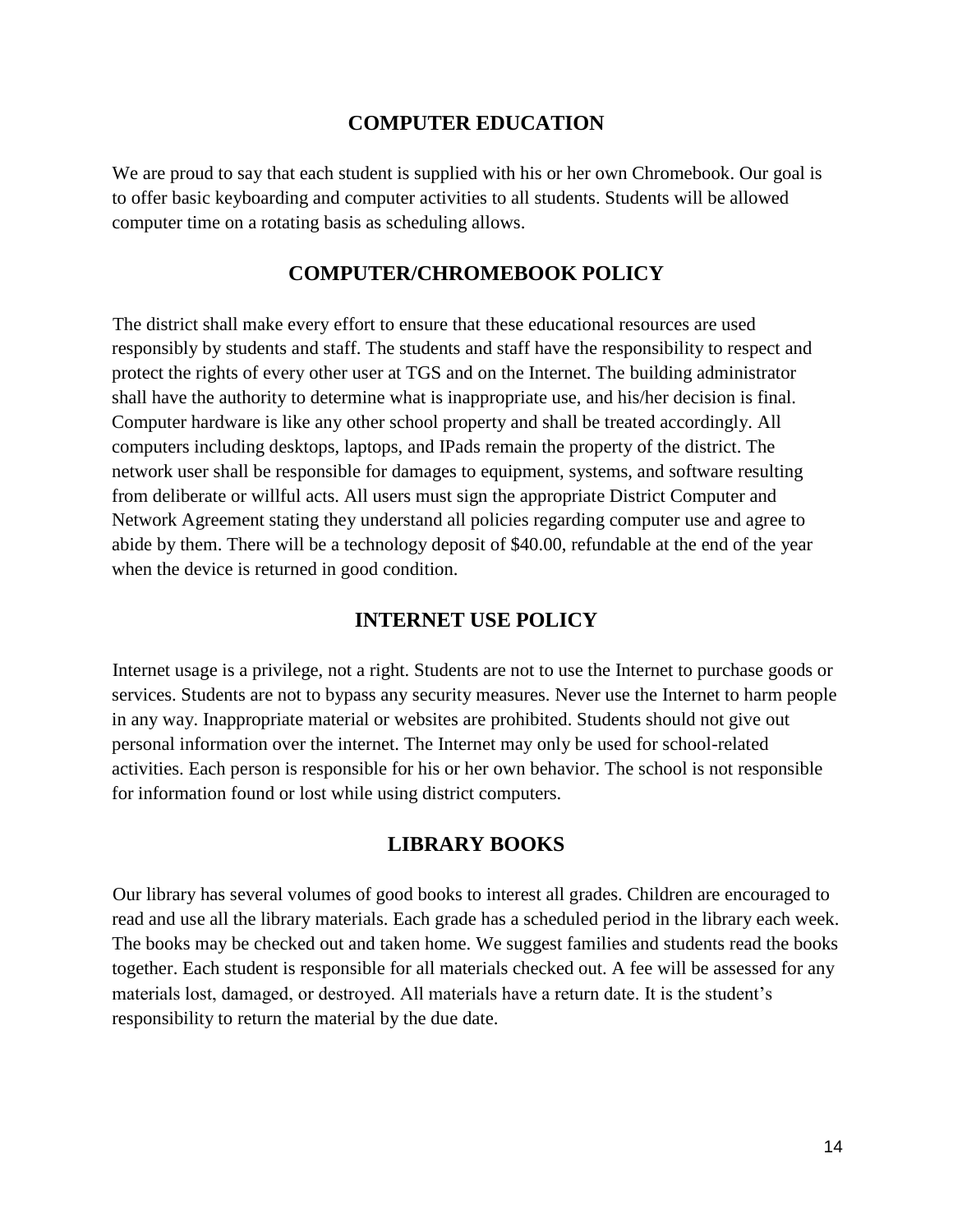## COMPUTER EDUCATION

We are proud to say that each student is supplied with his or her own Chromebook. Our goal is to offer basic keyboarding and computer activities to all students. Students will be allowed computer time on a rotating basis as scheduling allows.

## COMPUTER/CHROMEBOOK POLICY

The district shall make every effort to ensure that these educational resources are used responsibly by students and staff. The students and staff have the responsibility to respect and protect the rights of every other user at TGS and on the Internet. The building administrator shall have the authority to determine what is inappropriate use, and his/her decision is final. Computer hardware is like any other school property and shall be treated accordingly. All computers including desktops, laptops, and IPads remain the property of the district. The network user shall be responsible for damages to equipment, systems, and software resulting from deliberate or willful acts. All users must sign the appropriate District Computer and Network Agreement stating they understand all policies regarding computer use and agree to abide by them. There will be a technology deposit of $40.00, refundable at the end of the year when the device is returned in good condition.

## INTERNET USE POLICY

Internet usage is a privilege, not a right. Students are not to use the Internet to purchase goods or services. Students are not to bypass any security measures. Never use the Internet to harm people in any way. Inappropriate material or websites are prohibited. Students should not give out personal information over the internet. The Internet may only be used for school-related activities. Each person is responsible for his or her own behavior. The school is not responsible for information found or lost while using district computers.

## LIBRARY BOOKS

Our library has several volumes of good books to interest all grades. Children are encouraged to read and use all the library materials. Each grade has a scheduled period in the library each week. The books may be checked out and taken home. We suggest families and students read the books together. Each student is responsible for all materials checked out. A fee will be assessed for any materials lost, damaged, or destroyed. All materials have a return date. It is the student's responsibility to return the material by the due date.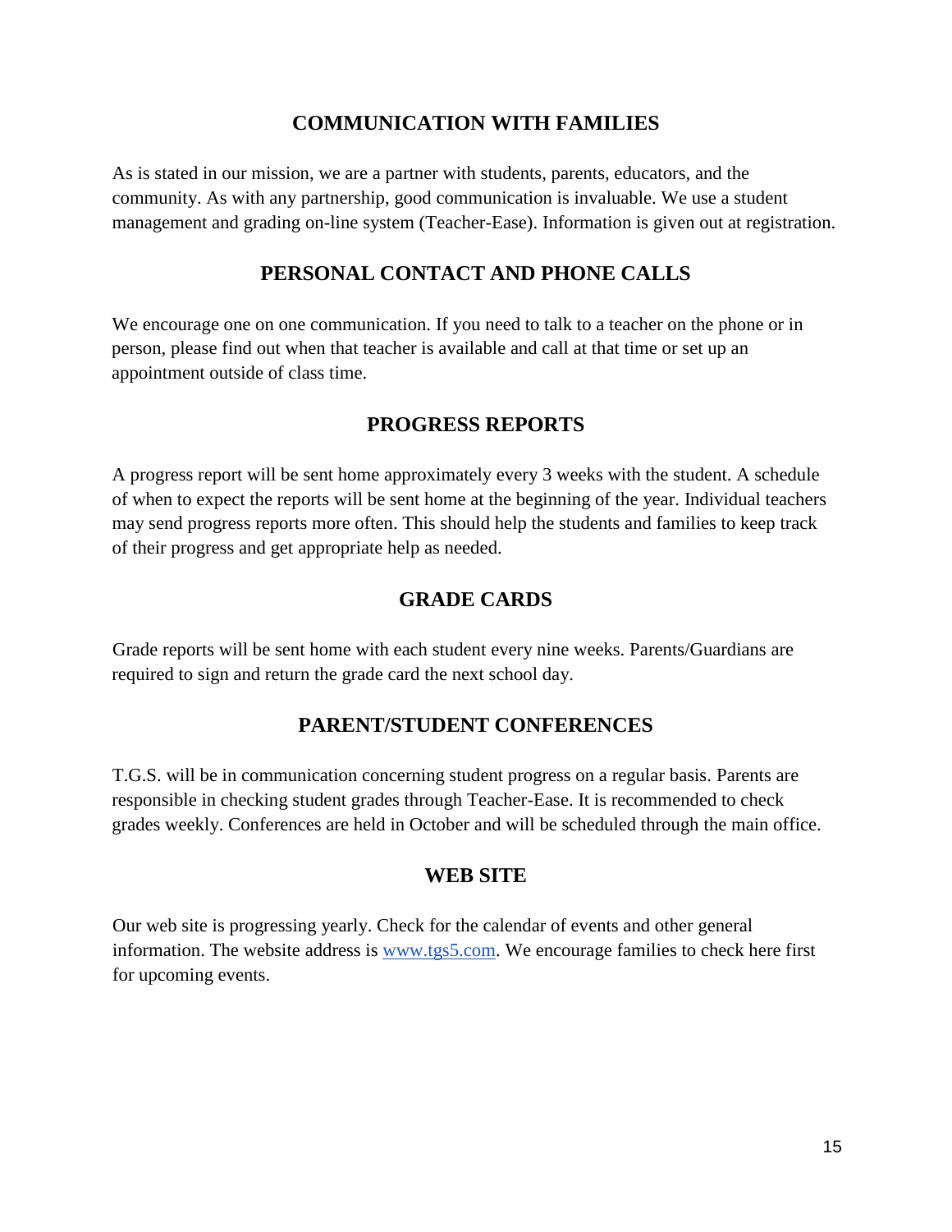## COMMUNICATION WITH FAMILIES

As is stated in our mission, we are a partner with students, parents, educators, and the community. As with any partnership, good communication is invaluable. We use a student management and grading on-line system (Teacher-Ease). Information is given out at registration.

## PERSONAL CONTACT AND PHONE CALLS

We encourage one on one communication. If you need to talk to a teacher on the phone or in person, please find out when that teacher is available and call at that time or set up an appointment outside of class time.

## PROGRESS REPORTS

A progress report will be sent home approximately every 3 weeks with the student. A schedule of when to expect the reports will be sent home at the beginning of the year. Individual teachers may send progress reports more often. This should help the students and families to keep track of their progress and get appropriate help as needed.

## GRADE CARDS

Grade reports will be sent home with each student every nine weeks. Parents/Guardians are required to sign and return the grade card the next school day.

## PARENT/STUDENT CONFERENCES

T.G.S. will be in communication concerning student progress on a regular basis. Parents are responsible in checking student grades through Teacher-Ease. It is recommended to check grades weekly. Conferences are held in October and will be scheduled through the main office.

## WEB SITE

Our web site is progressing yearly. Check for the calendar of events and other general information. The website address is [www.tgs5.com](http://www.tgs5.com). We encourage families to check here first for upcoming events.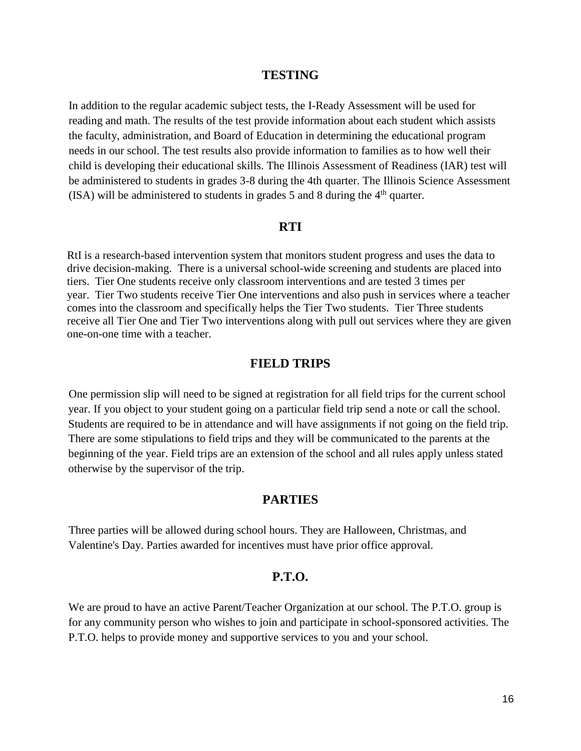## TESTING

In addition to the regular academic subject tests, the I-Ready Assessment will be used for reading and math. The results of the test provide information about each student which assists the faculty, administration, and Board of Education in determining the educational program needs in our school. The test results also provide information to families as to how well their child is developing their educational skills. The Illinois Assessment of Readiness (IAR) test will be administered to students in grades 3-8 during the 4th quarter. The Illinois Science Assessment (ISA) will be administered to students in grades 5 and 8 during the 4th quarter.

## RTI

RtI is a research-based intervention system that monitors student progress and uses the data to drive decision-making. There is a universal school-wide screening and students are placed into tiers. Tier One students receive only classroom interventions and are tested 3 times per year. Tier Two students receive Tier One interventions and also push in services where a teacher comes into the classroom and specifically helps the Tier Two students. Tier Three students receive all Tier One and Tier Two interventions along with pull out services where they are given one-on-one time with a teacher.

## FIELD TRIPS

One permission slip will need to be signed at registration for all field trips for the current school year. If you object to your student going on a particular field trip send a note or call the school. Students are required to be in attendance and will have assignments if not going on the field trip. There are some stipulations to field trips and they will be communicated to the parents at the beginning of the year. Field trips are an extension of the school and all rules apply unless stated otherwise by the supervisor of the trip.

## PARTIES

Three parties will be allowed during school hours. They are Halloween, Christmas, and Valentine's Day. Parties awarded for incentives must have prior office approval.

## P.T.O.

We are proud to have an active Parent/Teacher Organization at our school. The P.T.O. group is for any community person who wishes to join and participate in school-sponsored activities. The P.T.O. helps to provide money and supportive services to you and your school.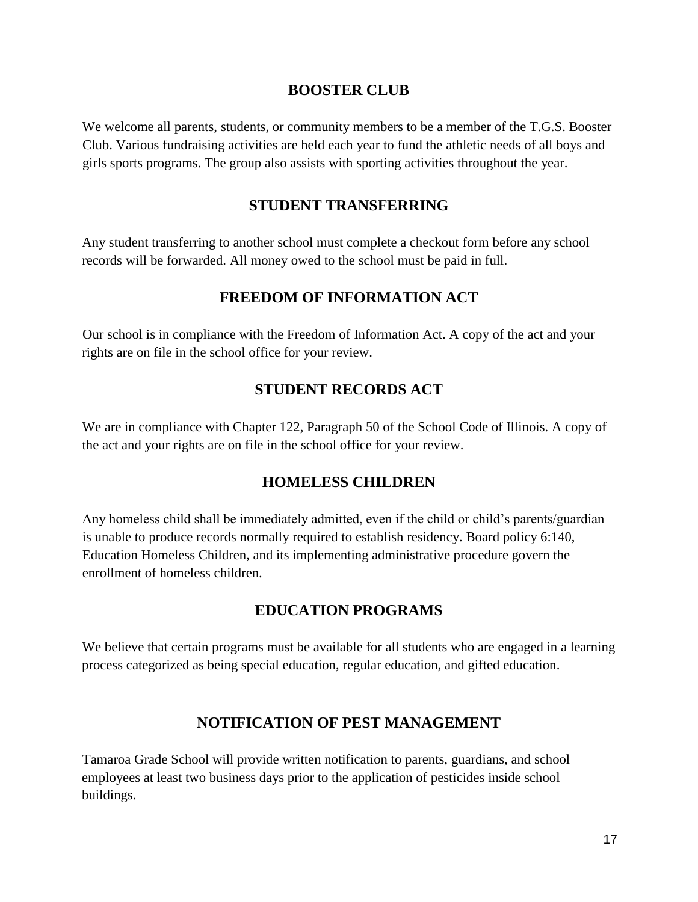## BOOSTER CLUB

We welcome all parents, students, or community members to be a member of the T.G.S. Booster Club. Various fundraising activities are held each year to fund the athletic needs of all boys and girls sports programs. The group also assists with sporting activities throughout the year.

## STUDENT TRANSFERRING

Any student transferring to another school must complete a checkout form before any school records will be forwarded. All money owed to the school must be paid in full.

## FREEDOM OF INFORMATION ACT

Our school is in compliance with the Freedom of Information Act. A copy of the act and your rights are on file in the school office for your review.

## STUDENT RECORDS ACT

We are in compliance with Chapter 122, Paragraph 50 of the School Code of Illinois. A copy of the act and your rights are on file in the school office for your review.

## HOMELESS CHILDREN

Any homeless child shall be immediately admitted, even if the child or child's parents/guardian is unable to produce records normally required to establish residency. Board policy 6:140, Education Homeless Children, and its implementing administrative procedure govern the enrollment of homeless children.

## EDUCATION PROGRAMS

We believe that certain programs must be available for all students who are engaged in a learning process categorized as being special education, regular education, and gifted education.

## NOTIFICATION OF PEST MANAGEMENT

Tamaroa Grade School will provide written notification to parents, guardians, and school employees at least two business days prior to the application of pesticides inside school buildings.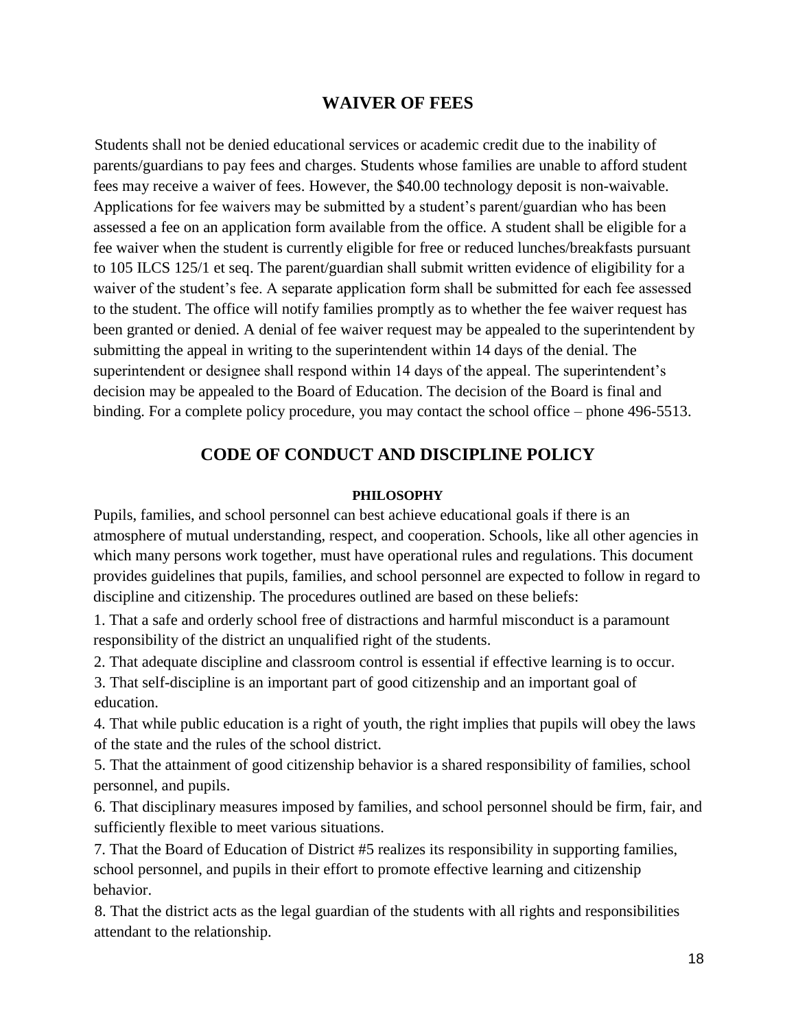## WAIVER OF FEES

Students shall not be denied educational services or academic credit due to the inability of parents/guardians to pay fees and charges. Students whose families are unable to afford student fees may receive a waiver of fees. However, the $40.00 technology deposit is non-waivable. Applications for fee waivers may be submitted by a student's parent/guardian who has been assessed a fee on an application form available from the office. A student shall be eligible for a fee waiver when the student is currently eligible for free or reduced lunches/breakfasts pursuant to 105 ILCS 125/1 et seq. The parent/guardian shall submit written evidence of eligibility for a waiver of the student's fee. A separate application form shall be submitted for each fee assessed to the student. The office will notify families promptly as to whether the fee waiver request has been granted or denied. A denial of fee waiver request may be appealed to the superintendent by submitting the appeal in writing to the superintendent within 14 days of the denial. The superintendent or designee shall respond within 14 days of the appeal. The superintendent's decision may be appealed to the Board of Education. The decision of the Board is final and binding. For a complete policy procedure, you may contact the school office – phone 496-5513.

## CODE OF CONDUCT AND DISCIPLINE POLICY

#### PHILOSOPHY

Pupils, families, and school personnel can best achieve educational goals if there is an atmosphere of mutual understanding, respect, and cooperation. Schools, like all other agencies in which many persons work together, must have operational rules and regulations. This document provides guidelines that pupils, families, and school personnel are expected to follow in regard to discipline and citizenship. The procedures outlined are based on these beliefs:

1. That a safe and orderly school free of distractions and harmful misconduct is a paramount responsibility of the district an unqualified right of the students.
2. That adequate discipline and classroom control is essential if effective learning is to occur.
3. That self-discipline is an important part of good citizenship and an important goal of education.
4. That while public education is a right of youth, the right implies that pupils will obey the laws of the state and the rules of the school district.
5. That the attainment of good citizenship behavior is a shared responsibility of families, school personnel, and pupils.
6. That disciplinary measures imposed by families, and school personnel should be firm, fair, and sufficiently flexible to meet various situations.
7. That the Board of Education of District #5 realizes its responsibility in supporting families, school personnel, and pupils in their effort to promote effective learning and citizenship behavior.
8. That the district acts as the legal guardian of the students with all rights and responsibilities attendant to the relationship.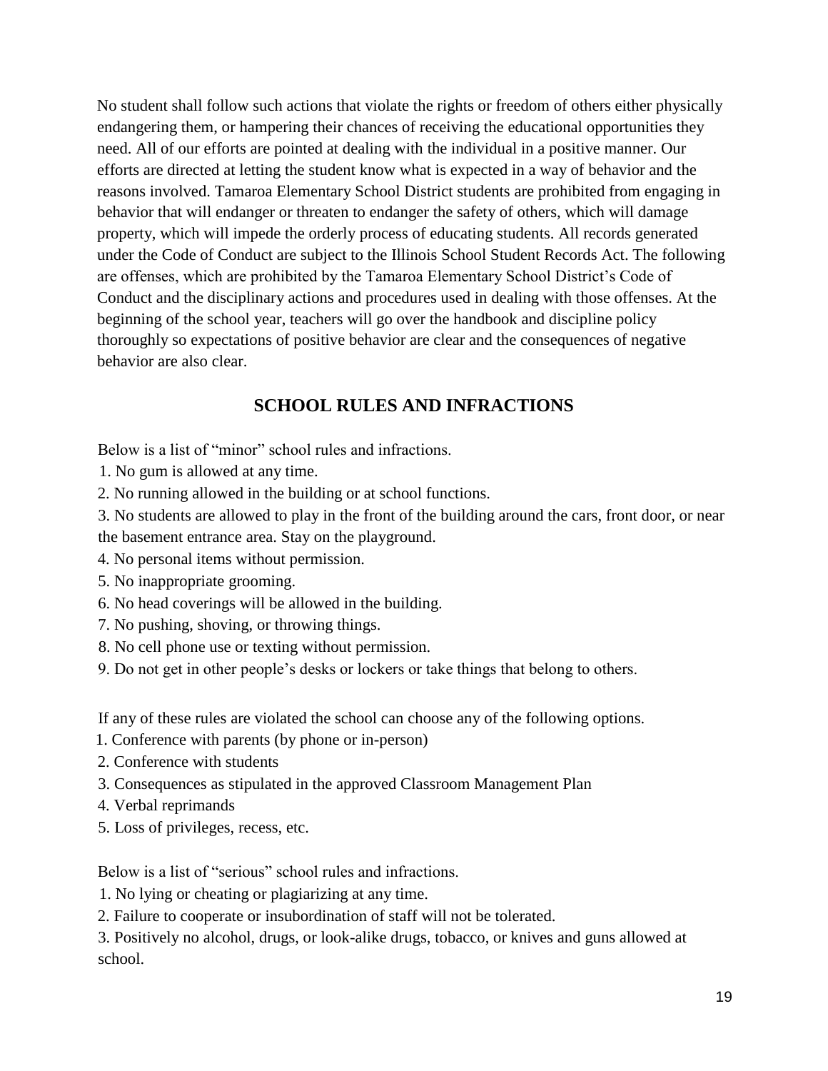No student shall follow such actions that violate the rights or freedom of others either physically endangering them, or hampering their chances of receiving the educational opportunities they need. All of our efforts are pointed at dealing with the individual in a positive manner. Our efforts are directed at letting the student know what is expected in a way of behavior and the reasons involved. Tamaroa Elementary School District students are prohibited from engaging in behavior that will endanger or threaten to endanger the safety of others, which will damage property, which will impede the orderly process of educating students. All records generated under the Code of Conduct are subject to the Illinois School Student Records Act. The following are offenses, which are prohibited by the Tamaroa Elementary School District's Code of Conduct and the disciplinary actions and procedures used in dealing with those offenses. At the beginning of the school year, teachers will go over the handbook and discipline policy thoroughly so expectations of positive behavior are clear and the consequences of negative behavior are also clear.

## SCHOOL RULES AND INFRACTIONS

Below is a list of "minor" school rules and infractions.

1. No gum is allowed at any time.
2. No running allowed in the building or at school functions.
3. No students are allowed to play in the front of the building around the cars, front door, or near the basement entrance area. Stay on the playground.
4. No personal items without permission.
5. No inappropriate grooming.
6. No head coverings will be allowed in the building.
7. No pushing, shoving, or throwing things.
8. No cell phone use or texting without permission.
9. Do not get in other people's desks or lockers or take things that belong to others.

If any of these rules are violated the school can choose any of the following options.

1. Conference with parents (by phone or in-person)
2. Conference with students
3. Consequences as stipulated in the approved Classroom Management Plan
4. Verbal reprimands
5. Loss of privileges, recess, etc.

Below is a list of "serious" school rules and infractions.

1. No lying or cheating or plagiarizing at any time.
2. Failure to cooperate or insubordination of staff will not be tolerated.
3. Positively no alcohol, drugs, or look-alike drugs, tobacco, or knives and guns allowed at school.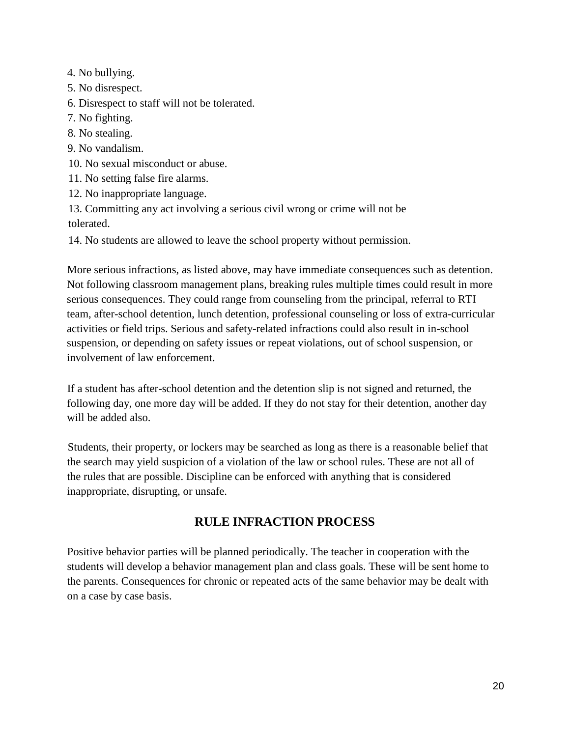4. No bullying.
5. No disrespect.
6. Disrespect to staff will not be tolerated.
7. No fighting.
8. No stealing.
9. No vandalism.
10. No sexual misconduct or abuse.
11. No setting false fire alarms.
12. No inappropriate language.
13. Committing any act involving a serious civil wrong or crime will not be tolerated.
14. No students are allowed to leave the school property without permission.

More serious infractions, as listed above, may have immediate consequences such as detention. Not following classroom management plans, breaking rules multiple times could result in more serious consequences. They could range from counseling from the principal, referral to RTI team, after-school detention, lunch detention, professional counseling or loss of extra-curricular activities or field trips. Serious and safety-related infractions could also result in in-school suspension, or depending on safety issues or repeat violations, out of school suspension, or involvement of law enforcement.

If a student has after-school detention and the detention slip is not signed and returned, the following day, one more day will be added. If they do not stay for their detention, another day will be added also.

Students, their property, or lockers may be searched as long as there is a reasonable belief that the search may yield suspicion of a violation of the law or school rules. These are not all of the rules that are possible. Discipline can be enforced with anything that is considered inappropriate, disrupting, or unsafe.

## RULE INFRACTION PROCESS

Positive behavior parties will be planned periodically. The teacher in cooperation with the students will develop a behavior management plan and class goals. These will be sent home to the parents. Consequences for chronic or repeated acts of the same behavior may be dealt with on a case by case basis.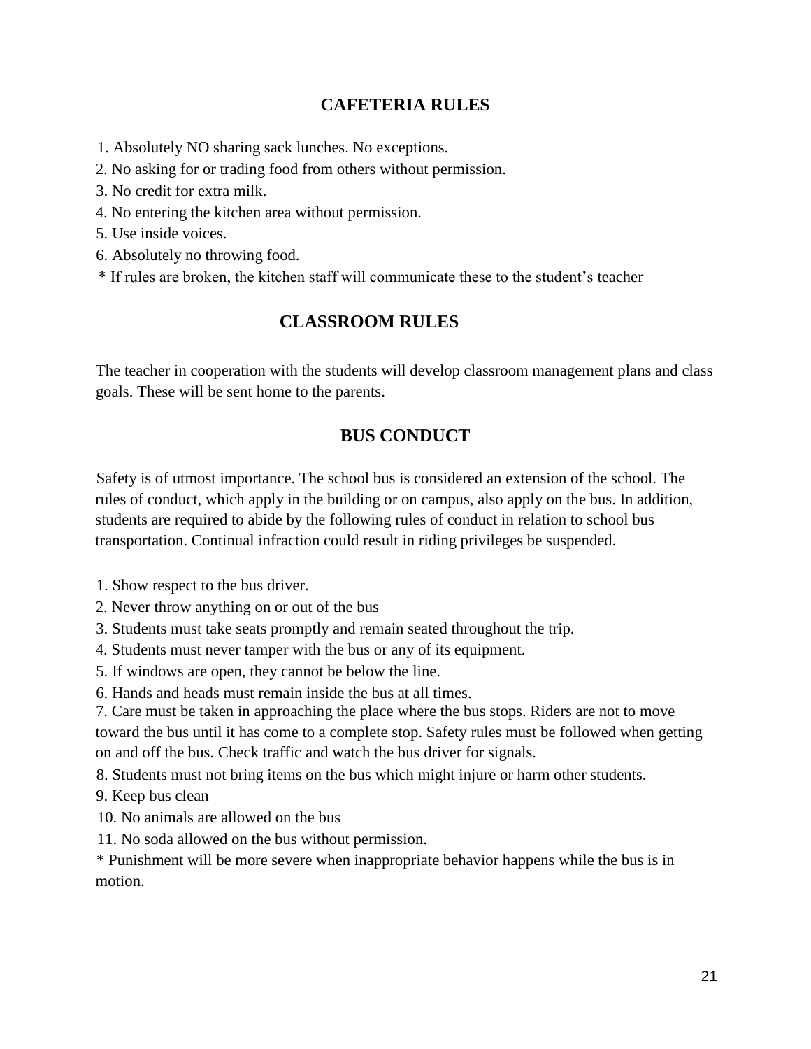## CAFETERIA RULES

1. Absolutely NO sharing sack lunches. No exceptions.
2. No asking for or trading food from others without permission.
3. No credit for extra milk.
4. No entering the kitchen area without permission.
5. Use inside voices.
6. Absolutely no throwing food.

\* If rules are broken, the kitchen staff will communicate these to the student's teacher

## CLASSROOM RULES

The teacher in cooperation with the students will develop classroom management plans and class goals. These will be sent home to the parents.

## BUS CONDUCT

Safety is of utmost importance. The school bus is considered an extension of the school. The rules of conduct, which apply in the building or on campus, also apply on the bus. In addition, students are required to abide by the following rules of conduct in relation to school bus transportation. Continual infraction could result in riding privileges be suspended.

1. Show respect to the bus driver.
2. Never throw anything on or out of the bus
3. Students must take seats promptly and remain seated throughout the trip.
4. Students must never tamper with the bus or any of its equipment.
5. If windows are open, they cannot be below the line.
6. Hands and heads must remain inside the bus at all times.
7. Care must be taken in approaching the place where the bus stops. Riders are not to move toward the bus until it has come to a complete stop. Safety rules must be followed when getting on and off the bus. Check traffic and watch the bus driver for signals.
8. Students must not bring items on the bus which might injure or harm other students.
9. Keep bus clean
10. No animals are allowed on the bus
11. No soda allowed on the bus without permission.

\* Punishment will be more severe when inappropriate behavior happens while the bus is in motion.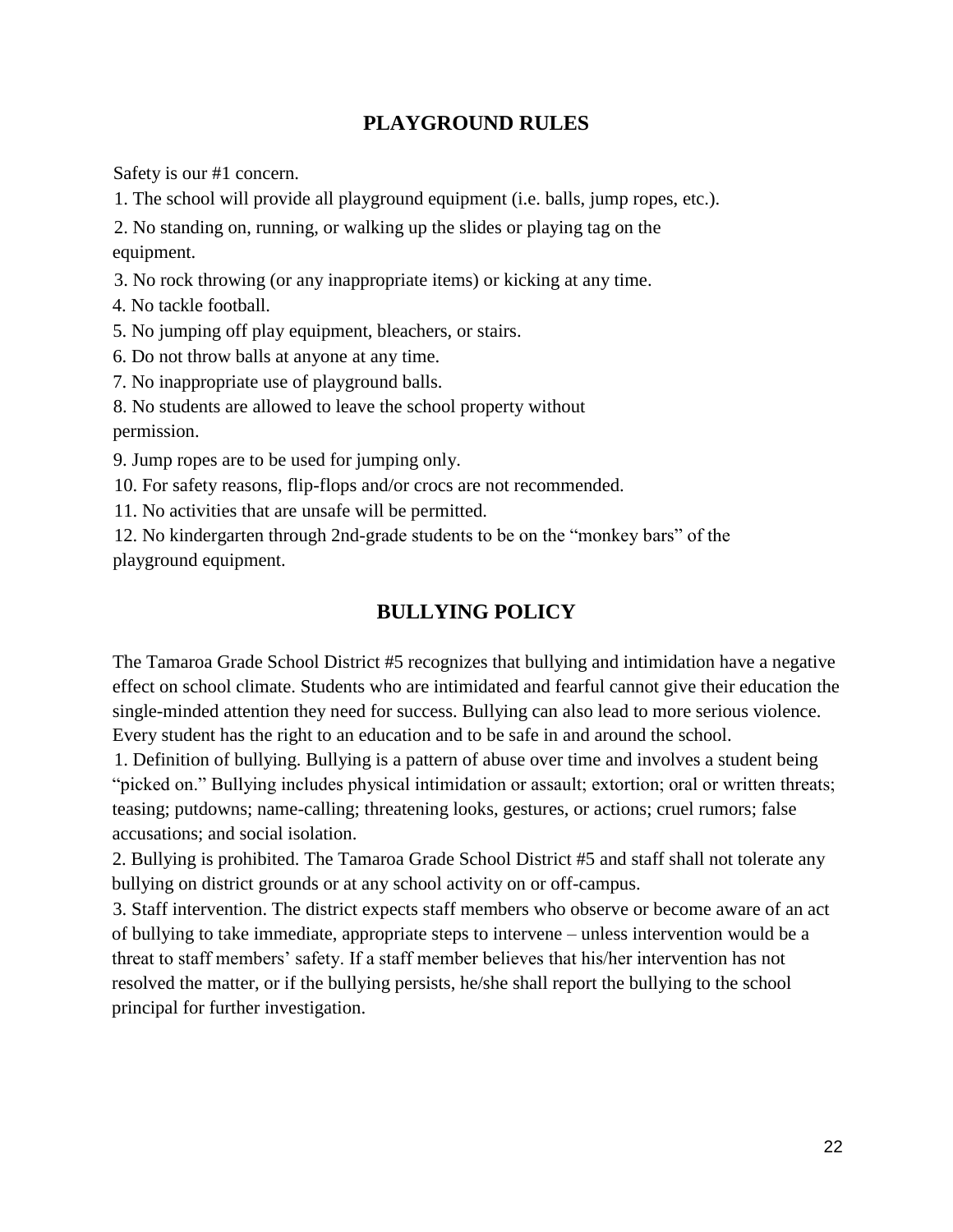## PLAYGROUND RULES

Safety is our #1 concern.

1. The school will provide all playground equipment (i.e. balls, jump ropes, etc.).
2. No standing on, running, or walking up the slides or playing tag on the equipment.
3. No rock throwing (or any inappropriate items) or kicking at any time.
4. No tackle football.
5. No jumping off play equipment, bleachers, or stairs.
6. Do not throw balls at anyone at any time.
7. No inappropriate use of playground balls.
8. No students are allowed to leave the school property without permission.
9. Jump ropes are to be used for jumping only.
10. For safety reasons, flip-flops and/or crocs are not recommended.
11. No activities that are unsafe will be permitted.
12. No kindergarten through 2nd-grade students to be on the "monkey bars" of the playground equipment.

## BULLYING POLICY

The Tamaroa Grade School District #5 recognizes that bullying and intimidation have a negative effect on school climate. Students who are intimidated and fearful cannot give their education the single-minded attention they need for success. Bullying can also lead to more serious violence. Every student has the right to an education and to be safe in and around the school.

1. Definition of bullying. Bullying is a pattern of abuse over time and involves a student being "picked on." Bullying includes physical intimidation or assault; extortion; oral or written threats; teasing; putdowns; name-calling; threatening looks, gestures, or actions; cruel rumors; false accusations; and social isolation.
2. Bullying is prohibited. The Tamaroa Grade School District #5 and staff shall not tolerate any bullying on district grounds or at any school activity on or off-campus.
3. Staff intervention. The district expects staff members who observe or become aware of an act of bullying to take immediate, appropriate steps to intervene – unless intervention would be a threat to staff members' safety. If a staff member believes that his/her intervention has not resolved the matter, or if the bullying persists, he/she shall report the bullying to the school principal for further investigation.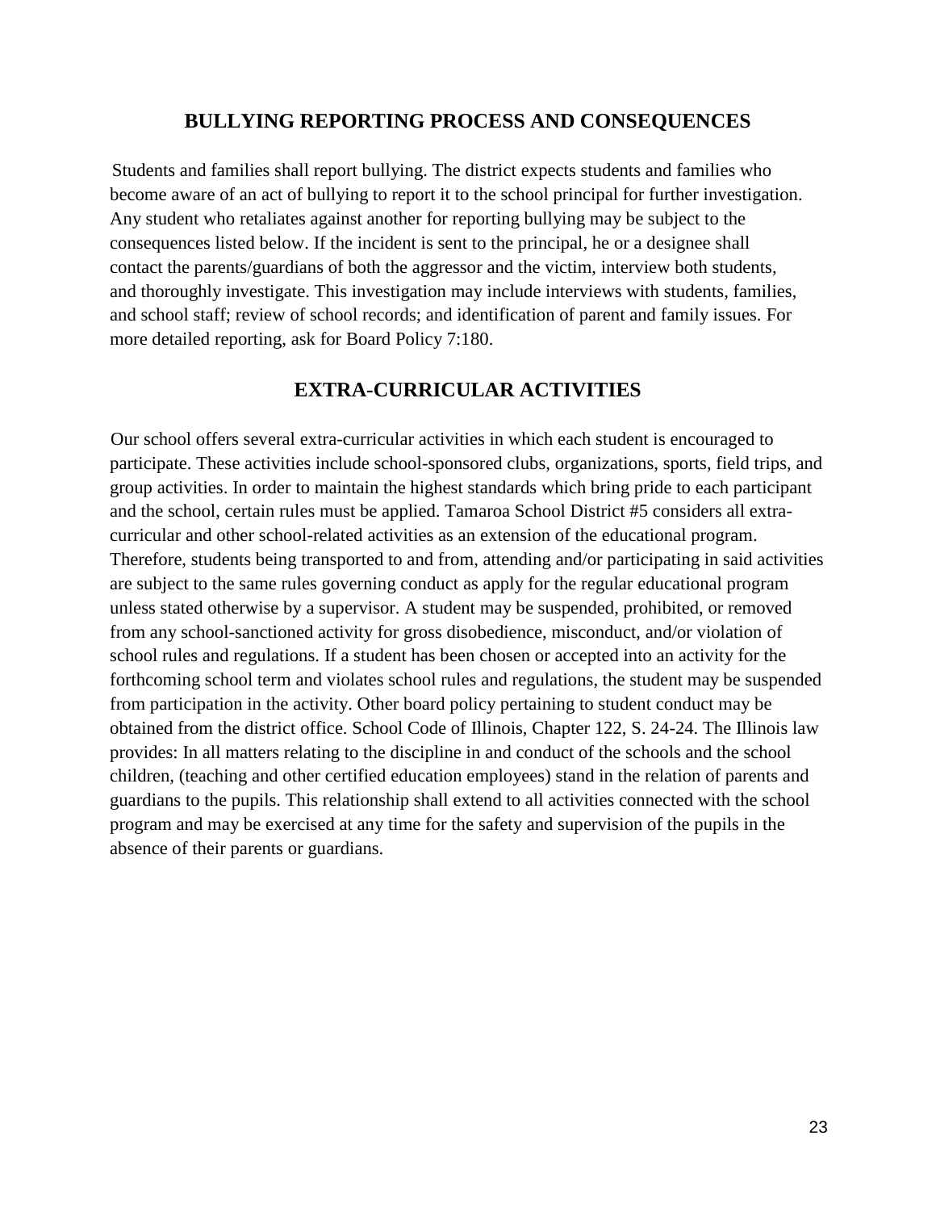## BULLYING REPORTING PROCESS AND CONSEQUENCES

Students and families shall report bullying. The district expects students and families who become aware of an act of bullying to report it to the school principal for further investigation. Any student who retaliates against another for reporting bullying may be subject to the consequences listed below. If the incident is sent to the principal, he or a designee shall contact the parents/guardians of both the aggressor and the victim, interview both students, and thoroughly investigate. This investigation may include interviews with students, families, and school staff; review of school records; and identification of parent and family issues. For more detailed reporting, ask for Board Policy 7:180.

## EXTRA-CURRICULAR ACTIVITIES

Our school offers several extra-curricular activities in which each student is encouraged to participate. These activities include school-sponsored clubs, organizations, sports, field trips, and group activities. In order to maintain the highest standards which bring pride to each participant and the school, certain rules must be applied. Tamaroa School District #5 considers all extra-curricular and other school-related activities as an extension of the educational program. Therefore, students being transported to and from, attending and/or participating in said activities are subject to the same rules governing conduct as apply for the regular educational program unless stated otherwise by a supervisor. A student may be suspended, prohibited, or removed from any school-sanctioned activity for gross disobedience, misconduct, and/or violation of school rules and regulations. If a student has been chosen or accepted into an activity for the forthcoming school term and violates school rules and regulations, the student may be suspended from participation in the activity. Other board policy pertaining to student conduct may be obtained from the district office. School Code of Illinois, Chapter 122, S. 24-24. The Illinois law provides: In all matters relating to the discipline in and conduct of the schools and the school children, (teaching and other certified education employees) stand in the relation of parents and guardians to the pupils. This relationship shall extend to all activities connected with the school program and may be exercised at any time for the safety and supervision of the pupils in the absence of their parents or guardians.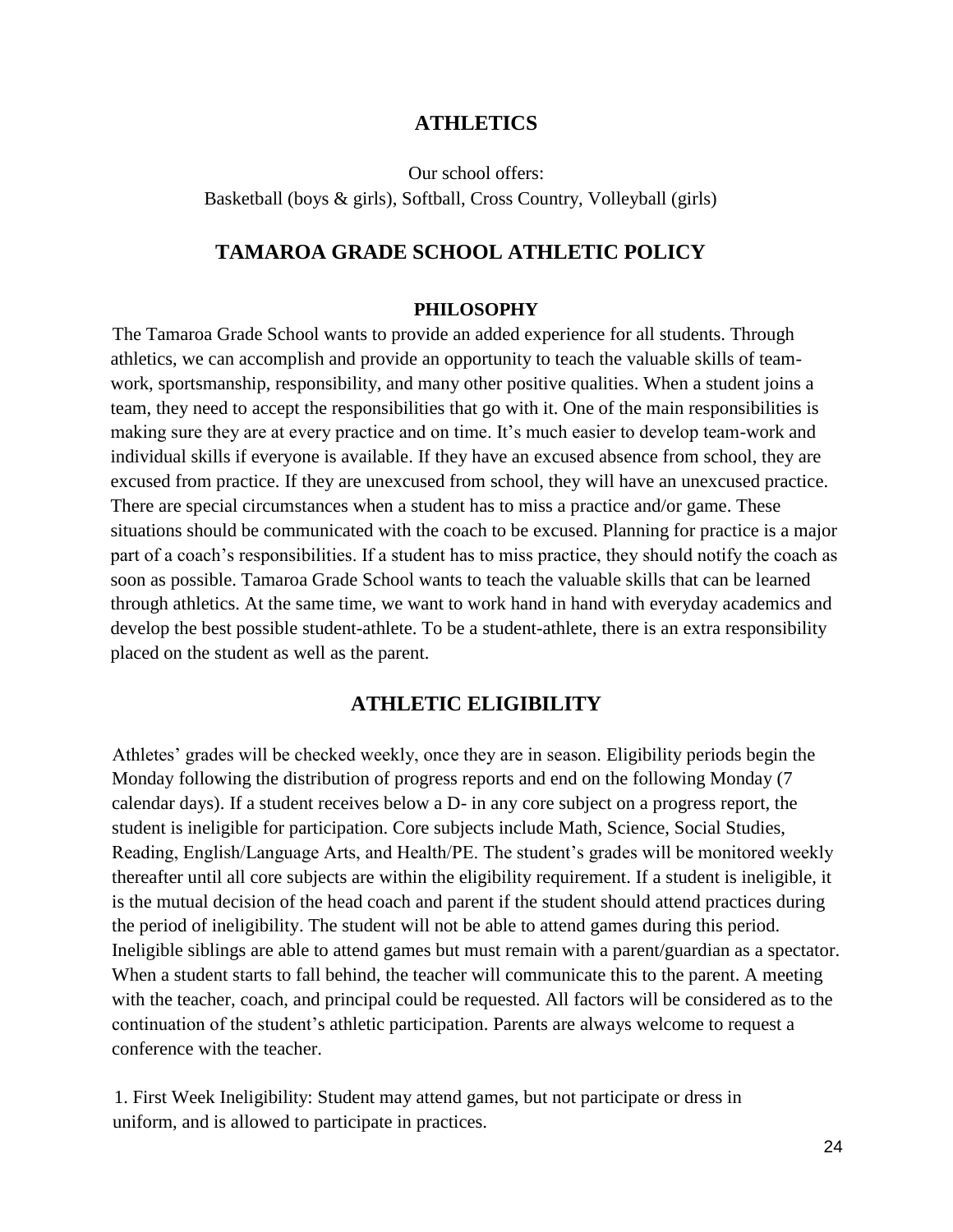# ATHLETICS

Our school offers:
Basketball (boys & girls), Softball, Cross Country, Volleyball (girls)

## TAMAROA GRADE SCHOOL ATHLETIC POLICY

### PHILOSOPHY

The Tamaroa Grade School wants to provide an added experience for all students. Through athletics, we can accomplish and provide an opportunity to teach the valuable skills of team-work, sportsmanship, responsibility, and many other positive qualities. When a student joins a team, they need to accept the responsibilities that go with it. One of the main responsibilities is making sure they are at every practice and on time. It's much easier to develop team-work and individual skills if everyone is available. If they have an excused absence from school, they are excused from practice. If they are unexcused from school, they will have an unexcused practice. There are special circumstances when a student has to miss a practice and/or game. These situations should be communicated with the coach to be excused. Planning for practice is a major part of a coach's responsibilities. If a student has to miss practice, they should notify the coach as soon as possible. Tamaroa Grade School wants to teach the valuable skills that can be learned through athletics. At the same time, we want to work hand in hand with everyday academics and develop the best possible student-athlete. To be a student-athlete, there is an extra responsibility placed on the student as well as the parent.

## ATHLETIC ELIGIBILITY

Athletes' grades will be checked weekly, once they are in season. Eligibility periods begin the Monday following the distribution of progress reports and end on the following Monday (7 calendar days). If a student receives below a D- in any core subject on a progress report, the student is ineligible for participation. Core subjects include Math, Science, Social Studies, Reading, English/Language Arts, and Health/PE. The student's grades will be monitored weekly thereafter until all core subjects are within the eligibility requirement. If a student is ineligible, it is the mutual decision of the head coach and parent if the student should attend practices during the period of ineligibility. The student will not be able to attend games during this period. Ineligible siblings are able to attend games but must remain with a parent/guardian as a spectator. When a student starts to fall behind, the teacher will communicate this to the parent. A meeting with the teacher, coach, and principal could be requested. All factors will be considered as to the continuation of the student's athletic participation. Parents are always welcome to request a conference with the teacher.

1. First Week Ineligibility: Student may attend games, but not participate or dress in uniform, and is allowed to participate in practices.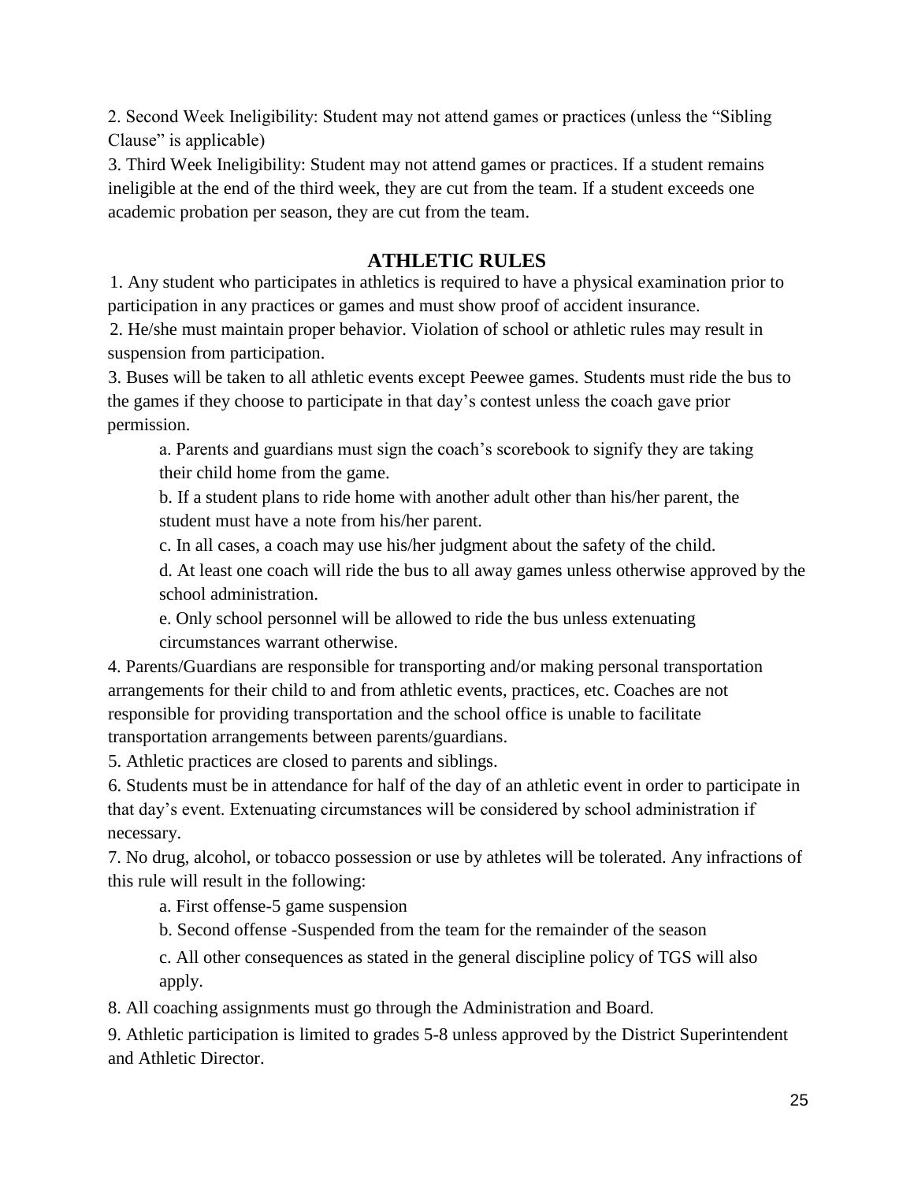2. Second Week Ineligibility: Student may not attend games or practices (unless the "Sibling Clause" is applicable)

3. Third Week Ineligibility: Student may not attend games or practices. If a student remains ineligible at the end of the third week, they are cut from the team. If a student exceeds one academic probation per season, they are cut from the team.

## ATHLETIC RULES

1. Any student who participates in athletics is required to have a physical examination prior to participation in any practices or games and must show proof of accident insurance.
2. He/she must maintain proper behavior. Violation of school or athletic rules may result in suspension from participation.
3. Buses will be taken to all athletic events except Peewee games. Students must ride the bus to the games if they choose to participate in that day's contest unless the coach gave prior permission.
    a. Parents and guardians must sign the coach's scorebook to signify they are taking their child home from the game.
    b. If a student plans to ride home with another adult other than his/her parent, the student must have a note from his/her parent.
    c. In all cases, a coach may use his/her judgment about the safety of the child.
    d. At least one coach will ride the bus to all away games unless otherwise approved by the school administration.
    e. Only school personnel will be allowed to ride the bus unless extenuating circumstances warrant otherwise.
4. Parents/Guardians are responsible for transporting and/or making personal transportation arrangements for their child to and from athletic events, practices, etc. Coaches are not responsible for providing transportation and the school office is unable to facilitate transportation arrangements between parents/guardians.
5. Athletic practices are closed to parents and siblings.
6. Students must be in attendance for half of the day of an athletic event in order to participate in that day's event. Extenuating circumstances will be considered by school administration if necessary.
7. No drug, alcohol, or tobacco possession or use by athletes will be tolerated. Any infractions of this rule will result in the following:
    a. First offense-5 game suspension
    b. Second offense -Suspended from the team for the remainder of the season
    c. All other consequences as stated in the general discipline policy of TGS will also apply.
8. All coaching assignments must go through the Administration and Board.
9. Athletic participation is limited to grades 5-8 unless approved by the District Superintendent and Athletic Director.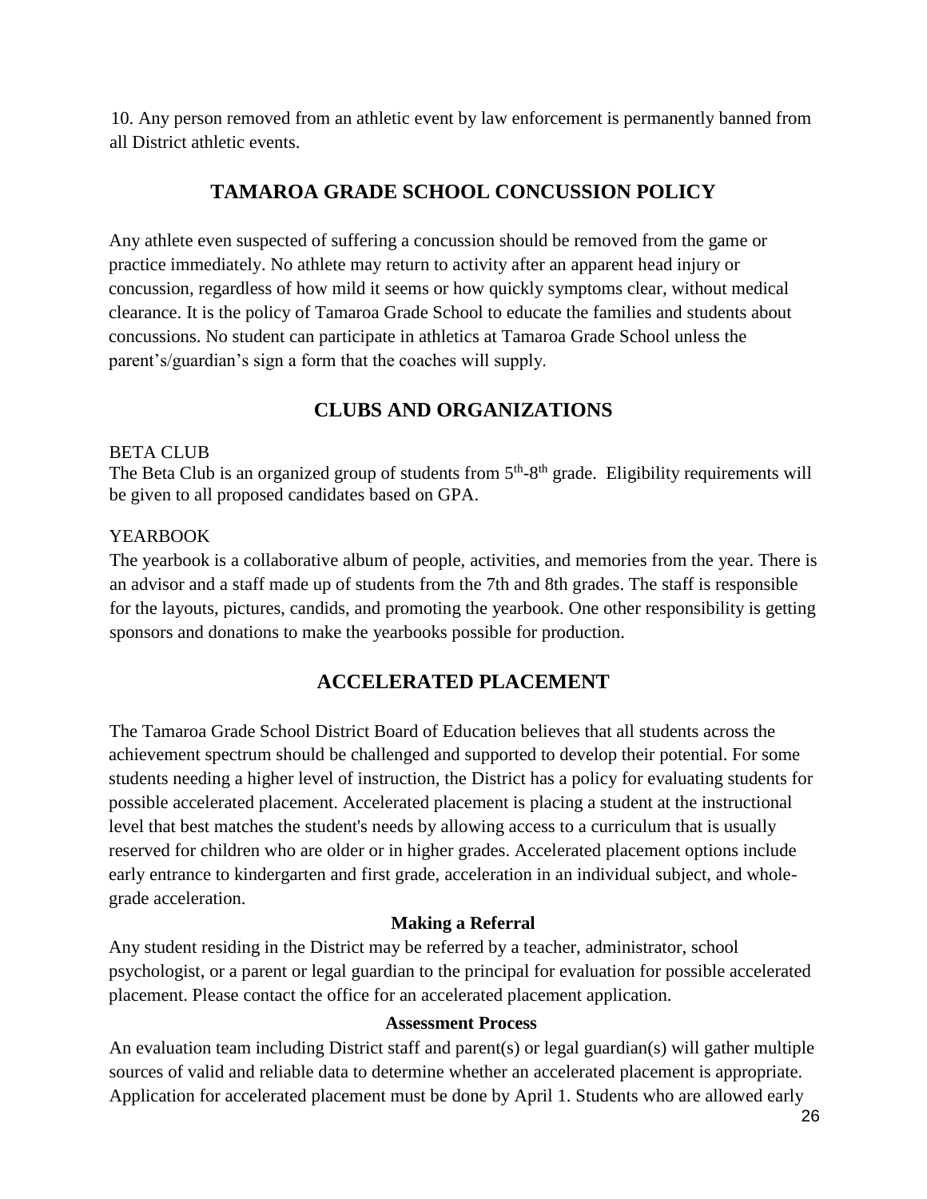10. Any person removed from an athletic event by law enforcement is permanently banned from all District athletic events.

## TAMAROA GRADE SCHOOL CONCUSSION POLICY

Any athlete even suspected of suffering a concussion should be removed from the game or practice immediately. No athlete may return to activity after an apparent head injury or concussion, regardless of how mild it seems or how quickly symptoms clear, without medical clearance. It is the policy of Tamaroa Grade School to educate the families and students about concussions. No student can participate in athletics at Tamaroa Grade School unless the parent's/guardian's sign a form that the coaches will supply.

## CLUBS AND ORGANIZATIONS

BETA CLUB
The Beta Club is an organized group of students from 5th-8th grade. Eligibility requirements will be given to all proposed candidates based on GPA.

YEARBOOK
The yearbook is a collaborative album of people, activities, and memories from the year. There is an advisor and a staff made up of students from the 7th and 8th grades. The staff is responsible for the layouts, pictures, candids, and promoting the yearbook. One other responsibility is getting sponsors and donations to make the yearbooks possible for production.

## ACCELERATED PLACEMENT

The Tamaroa Grade School District Board of Education believes that all students across the achievement spectrum should be challenged and supported to develop their potential. For some students needing a higher level of instruction, the District has a policy for evaluating students for possible accelerated placement. Accelerated placement is placing a student at the instructional level that best matches the student's needs by allowing access to a curriculum that is usually reserved for children who are older or in higher grades. Accelerated placement options include early entrance to kindergarten and first grade, acceleration in an individual subject, and whole-grade acceleration.

**Making a Referral**

Any student residing in the District may be referred by a teacher, administrator, school psychologist, or a parent or legal guardian to the principal for evaluation for possible accelerated placement. Please contact the office for an accelerated placement application.

**Assessment Process**

An evaluation team including District staff and parent(s) or legal guardian(s) will gather multiple sources of valid and reliable data to determine whether an accelerated placement is appropriate. Application for accelerated placement must be done by April 1. Students who are allowed early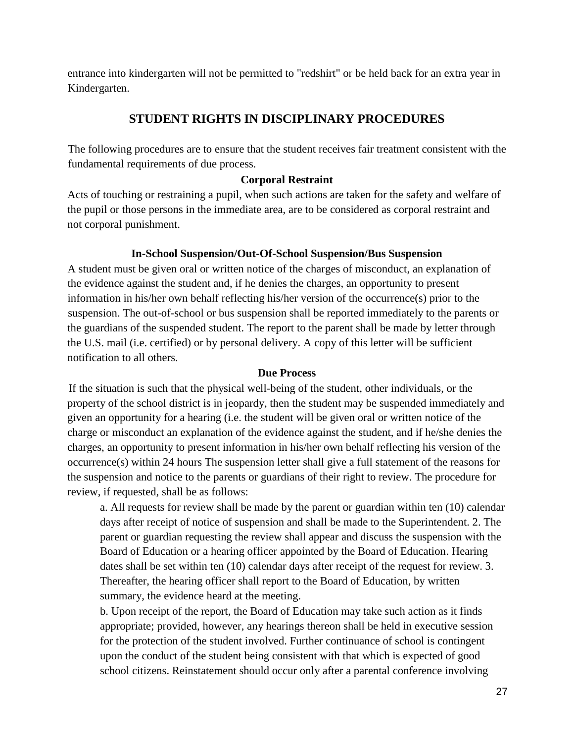entrance into kindergarten will not be permitted to "redshirt" or be held back for an extra year in Kindergarten.

## STUDENT RIGHTS IN DISCIPLINARY PROCEDURES

The following procedures are to ensure that the student receives fair treatment consistent with the fundamental requirements of due process.

### Corporal Restraint

Acts of touching or restraining a pupil, when such actions are taken for the safety and welfare of the pupil or those persons in the immediate area, are to be considered as corporal restraint and not corporal punishment.

### In-School Suspension/Out-Of-School Suspension/Bus Suspension

A student must be given oral or written notice of the charges of misconduct, an explanation of the evidence against the student and, if he denies the charges, an opportunity to present information in his/her own behalf reflecting his/her version of the occurrence(s) prior to the suspension. The out-of-school or bus suspension shall be reported immediately to the parents or the guardians of the suspended student. The report to the parent shall be made by letter through the U.S. mail (i.e. certified) or by personal delivery. A copy of this letter will be sufficient notification to all others.

### Due Process

If the situation is such that the physical well-being of the student, other individuals, or the property of the school district is in jeopardy, then the student may be suspended immediately and given an opportunity for a hearing (i.e. the student will be given oral or written notice of the charge or misconduct an explanation of the evidence against the student, and if he/she denies the charges, an opportunity to present information in his/her own behalf reflecting his version of the occurrence(s) within 24 hours The suspension letter shall give a full statement of the reasons for the suspension and notice to the parents or guardians of their right to review. The procedure for review, if requested, shall be as follows:

a. All requests for review shall be made by the parent or guardian within ten (10) calendar days after receipt of notice of suspension and shall be made to the Superintendent. 2. The parent or guardian requesting the review shall appear and discuss the suspension with the Board of Education or a hearing officer appointed by the Board of Education. Hearing dates shall be set within ten (10) calendar days after receipt of the request for review. 3. Thereafter, the hearing officer shall report to the Board of Education, by written summary, the evidence heard at the meeting.

b. Upon receipt of the report, the Board of Education may take such action as it finds appropriate; provided, however, any hearings thereon shall be held in executive session for the protection of the student involved. Further continuance of school is contingent upon the conduct of the student being consistent with that which is expected of good school citizens. Reinstatement should occur only after a parental conference involving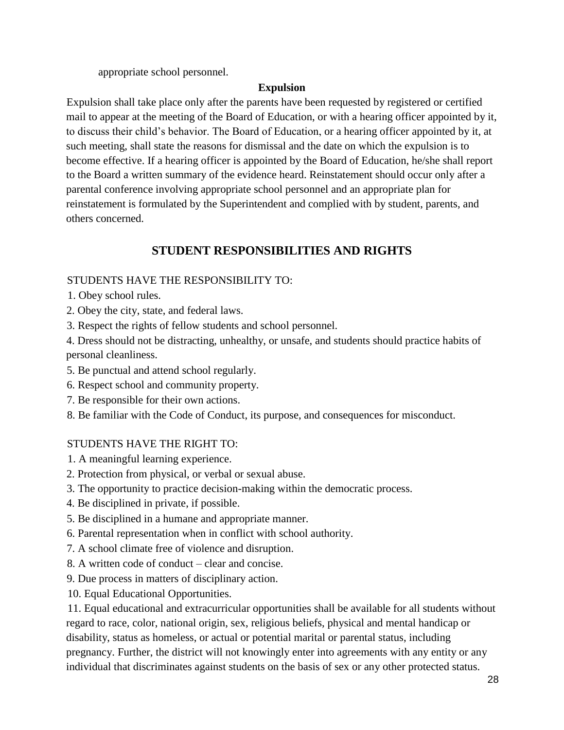appropriate school personnel.

### Expulsion

Expulsion shall take place only after the parents have been requested by registered or certified mail to appear at the meeting of the Board of Education, or with a hearing officer appointed by it, to discuss their child's behavior. The Board of Education, or a hearing officer appointed by it, at such meeting, shall state the reasons for dismissal and the date on which the expulsion is to become effective. If a hearing officer is appointed by the Board of Education, he/she shall report to the Board a written summary of the evidence heard. Reinstatement should occur only after a parental conference involving appropriate school personnel and an appropriate plan for reinstatement is formulated by the Superintendent and complied with by student, parents, and others concerned.

## STUDENT RESPONSIBILITIES AND RIGHTS

STUDENTS HAVE THE RESPONSIBILITY TO:

1. Obey school rules.
2. Obey the city, state, and federal laws.
3. Respect the rights of fellow students and school personnel.
4. Dress should not be distracting, unhealthy, or unsafe, and students should practice habits of personal cleanliness.
5. Be punctual and attend school regularly.
6. Respect school and community property.
7. Be responsible for their own actions.
8. Be familiar with the Code of Conduct, its purpose, and consequences for misconduct.

STUDENTS HAVE THE RIGHT TO:

1. A meaningful learning experience.
2. Protection from physical, or verbal or sexual abuse.
3. The opportunity to practice decision-making within the democratic process.
4. Be disciplined in private, if possible.
5. Be disciplined in a humane and appropriate manner.
6. Parental representation when in conflict with school authority.
7. A school climate free of violence and disruption.
8. A written code of conduct – clear and concise.
9. Due process in matters of disciplinary action.
10. Equal Educational Opportunities.
11. Equal educational and extracurricular opportunities shall be available for all students without regard to race, color, national origin, sex, religious beliefs, physical and mental handicap or disability, status as homeless, or actual or potential marital or parental status, including pregnancy. Further, the district will not knowingly enter into agreements with any entity or any individual that discriminates against students on the basis of sex or any other protected status.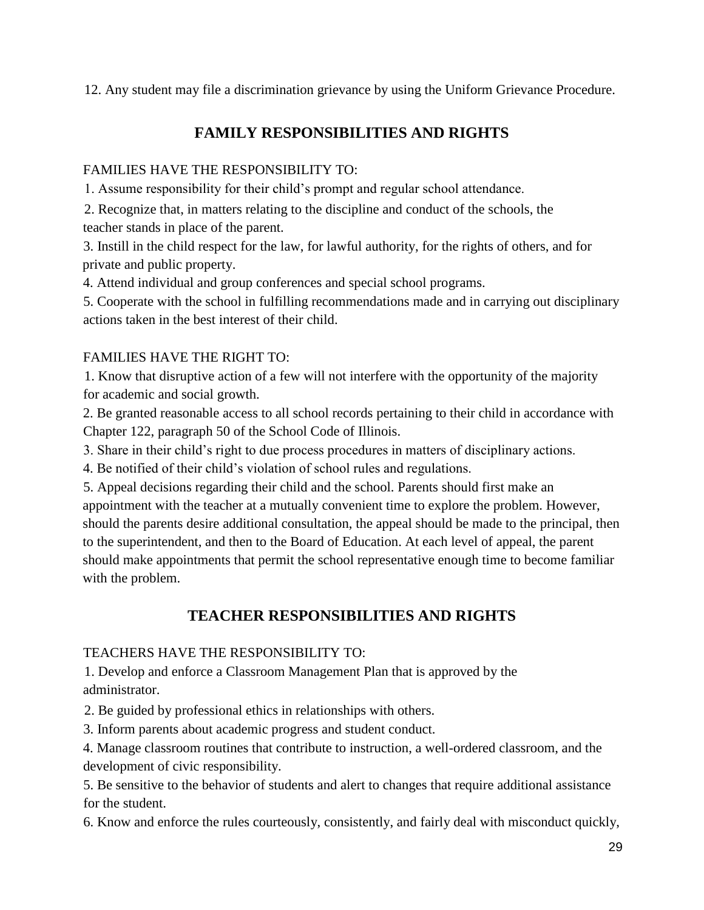12. Any student may file a discrimination grievance by using the Uniform Grievance Procedure.

## FAMILY RESPONSIBILITIES AND RIGHTS

FAMILIES HAVE THE RESPONSIBILITY TO:

1. Assume responsibility for their child's prompt and regular school attendance.
2. Recognize that, in matters relating to the discipline and conduct of the schools, the teacher stands in place of the parent.
3. Instill in the child respect for the law, for lawful authority, for the rights of others, and for private and public property.
4. Attend individual and group conferences and special school programs.
5. Cooperate with the school in fulfilling recommendations made and in carrying out disciplinary actions taken in the best interest of their child.

FAMILIES HAVE THE RIGHT TO:

1. Know that disruptive action of a few will not interfere with the opportunity of the majority for academic and social growth.
2. Be granted reasonable access to all school records pertaining to their child in accordance with Chapter 122, paragraph 50 of the School Code of Illinois.
3. Share in their child's right to due process procedures in matters of disciplinary actions.
4. Be notified of their child's violation of school rules and regulations.
5. Appeal decisions regarding their child and the school. Parents should first make an appointment with the teacher at a mutually convenient time to explore the problem. However, should the parents desire additional consultation, the appeal should be made to the principal, then to the superintendent, and then to the Board of Education. At each level of appeal, the parent should make appointments that permit the school representative enough time to become familiar with the problem.

## TEACHER RESPONSIBILITIES AND RIGHTS

TEACHERS HAVE THE RESPONSIBILITY TO:

1. Develop and enforce a Classroom Management Plan that is approved by the administrator.
2. Be guided by professional ethics in relationships with others.
3. Inform parents about academic progress and student conduct.
4. Manage classroom routines that contribute to instruction, a well-ordered classroom, and the development of civic responsibility.
5. Be sensitive to the behavior of students and alert to changes that require additional assistance for the student.
6. Know and enforce the rules courteously, consistently, and fairly deal with misconduct quickly,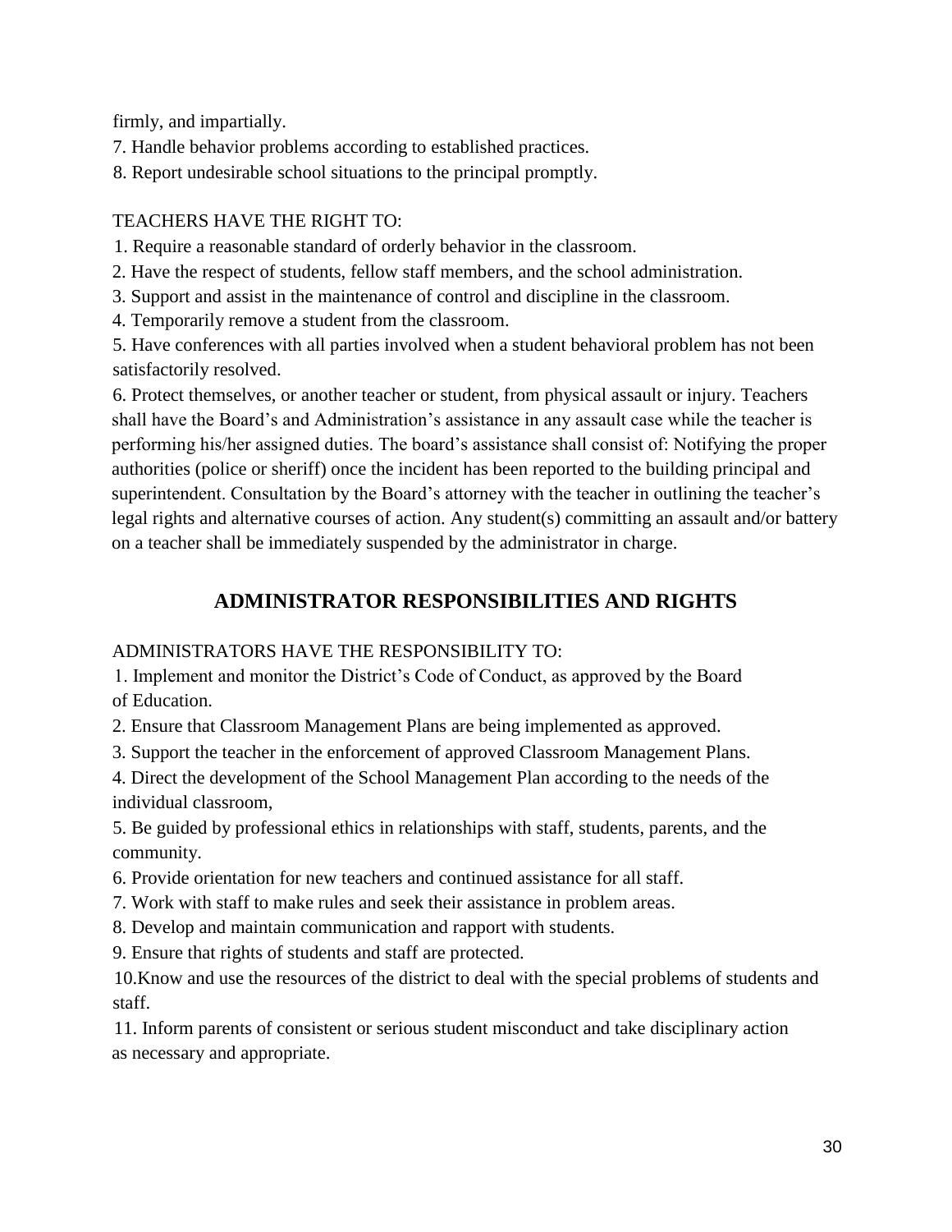firmly, and impartially.

7. Handle behavior problems according to established practices.
8. Report undesirable school situations to the principal promptly.

TEACHERS HAVE THE RIGHT TO:

1. Require a reasonable standard of orderly behavior in the classroom.
2. Have the respect of students, fellow staff members, and the school administration.
3. Support and assist in the maintenance of control and discipline in the classroom.
4. Temporarily remove a student from the classroom.
5. Have conferences with all parties involved when a student behavioral problem has not been satisfactorily resolved.
6. Protect themselves, or another teacher or student, from physical assault or injury. Teachers shall have the Board's and Administration's assistance in any assault case while the teacher is performing his/her assigned duties. The board's assistance shall consist of: Notifying the proper authorities (police or sheriff) once the incident has been reported to the building principal and superintendent. Consultation by the Board's attorney with the teacher in outlining the teacher's legal rights and alternative courses of action. Any student(s) committing an assault and/or battery on a teacher shall be immediately suspended by the administrator in charge.

## ADMINISTRATOR RESPONSIBILITIES AND RIGHTS

ADMINISTRATORS HAVE THE RESPONSIBILITY TO:

1. Implement and monitor the District's Code of Conduct, as approved by the Board of Education.
2. Ensure that Classroom Management Plans are being implemented as approved.
3. Support the teacher in the enforcement of approved Classroom Management Plans.
4. Direct the development of the School Management Plan according to the needs of the individual classroom,
5. Be guided by professional ethics in relationships with staff, students, parents, and the community.
6. Provide orientation for new teachers and continued assistance for all staff.
7. Work with staff to make rules and seek their assistance in problem areas.
8. Develop and maintain communication and rapport with students.
9. Ensure that rights of students and staff are protected.
10. Know and use the resources of the district to deal with the special problems of students and staff.
11. Inform parents of consistent or serious student misconduct and take disciplinary action as necessary and appropriate.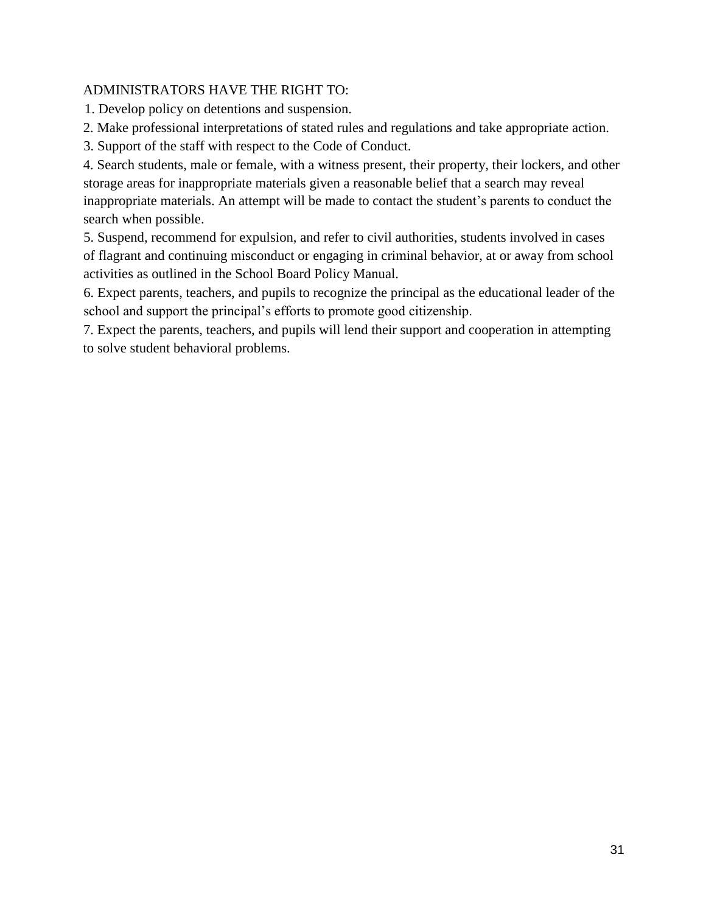ADMINISTRATORS HAVE THE RIGHT TO:

1. Develop policy on detentions and suspension.
2. Make professional interpretations of stated rules and regulations and take appropriate action.
3. Support of the staff with respect to the Code of Conduct.
4. Search students, male or female, with a witness present, their property, their lockers, and other storage areas for inappropriate materials given a reasonable belief that a search may reveal inappropriate materials. An attempt will be made to contact the student's parents to conduct the search when possible.
5. Suspend, recommend for expulsion, and refer to civil authorities, students involved in cases of flagrant and continuing misconduct or engaging in criminal behavior, at or away from school activities as outlined in the School Board Policy Manual.
6. Expect parents, teachers, and pupils to recognize the principal as the educational leader of the school and support the principal's efforts to promote good citizenship.
7. Expect the parents, teachers, and pupils will lend their support and cooperation in attempting to solve student behavioral problems.